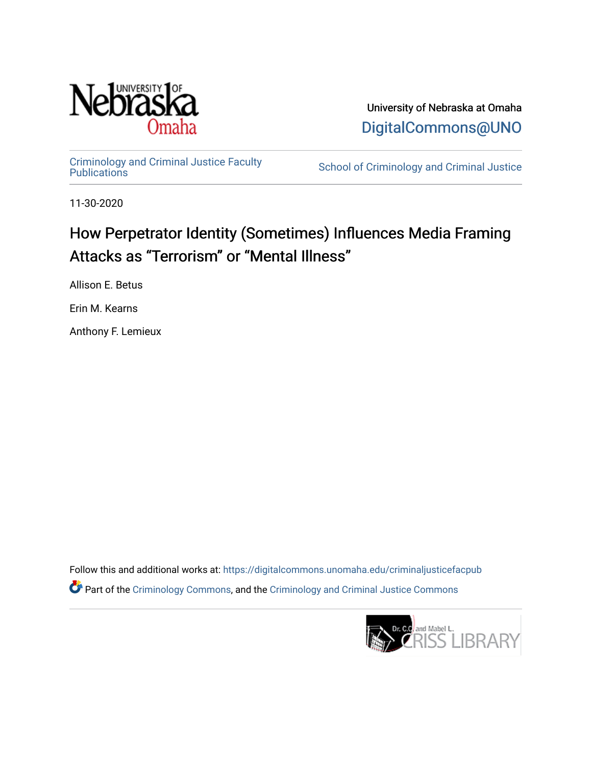University of Nebraska at Omaha

DigitalCommons@UNO

Criminology and Criminal Justice Faculty Publications

School of Criminology and Criminal Justice

11-30-2020

# How Perpetrator Identity (Sometimes) Influences Media Framing Attacks as "Terrorism" or "Mental Illness"

Allison E. Betus

Erin M. Kearns

Anthony F. Lemieux

Follow this and additional works at: https://digitalcommons.unomaha.edu/criminaljusticefacpub

Part of the Criminology Commons, and the Criminology and Criminal Justice Commons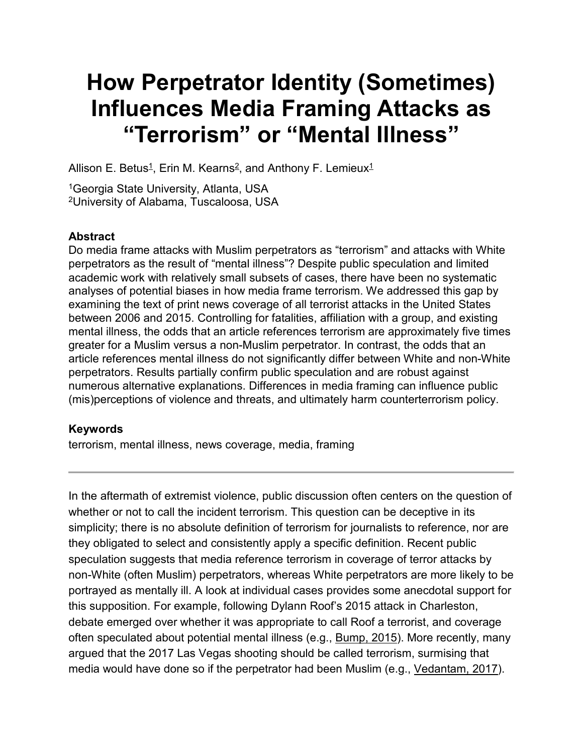# How Perpetrator Identity (Sometimes) Influences Media Framing Attacks as "Terrorism" or "Mental Illness"

Allison E. Betus[1], Erin M. Kearns[2], and Anthony F. Lemieux[1]

[1]Georgia State University, Atlanta, USA
[2]University of Alabama, Tuscaloosa, USA

**Abstract**

Do media frame attacks with Muslim perpetrators as "terrorism" and attacks with White perpetrators as the result of "mental illness"? Despite public speculation and limited academic work with relatively small subsets of cases, there have been no systematic analyses of potential biases in how media frame terrorism. We addressed this gap by examining the text of print news coverage of all terrorist attacks in the United States between 2006 and 2015. Controlling for fatalities, affiliation with a group, and existing mental illness, the odds that an article references terrorism are approximately five times greater for a Muslim versus a non-Muslim perpetrator. In contrast, the odds that an article references mental illness do not significantly differ between White and non-White perpetrators. Results partially confirm public speculation and are robust against numerous alternative explanations. Differences in media framing can influence public (mis)perceptions of violence and threats, and ultimately harm counterterrorism policy.

**Keywords**

terrorism, mental illness, news coverage, media, framing

---

In the aftermath of extremist violence, public discussion often centers on the question of whether or not to call the incident terrorism. This question can be deceptive in its simplicity; there is no absolute definition of terrorism for journalists to reference, nor are they obligated to select and consistently apply a specific definition. Recent public speculation suggests that media reference terrorism in coverage of terror attacks by non-White (often Muslim) perpetrators, whereas White perpetrators are more likely to be portrayed as mentally ill. A look at individual cases provides some anecdotal support for this supposition. For example, following Dylann Roof's 2015 attack in Charleston, debate emerged over whether it was appropriate to call Roof a terrorist, and coverage often speculated about potential mental illness (e.g., Bump, 2015). More recently, many argued that the 2017 Las Vegas shooting should be called terrorism, surmising that media would have done so if the perpetrator had been Muslim (e.g., Vedantam, 2017).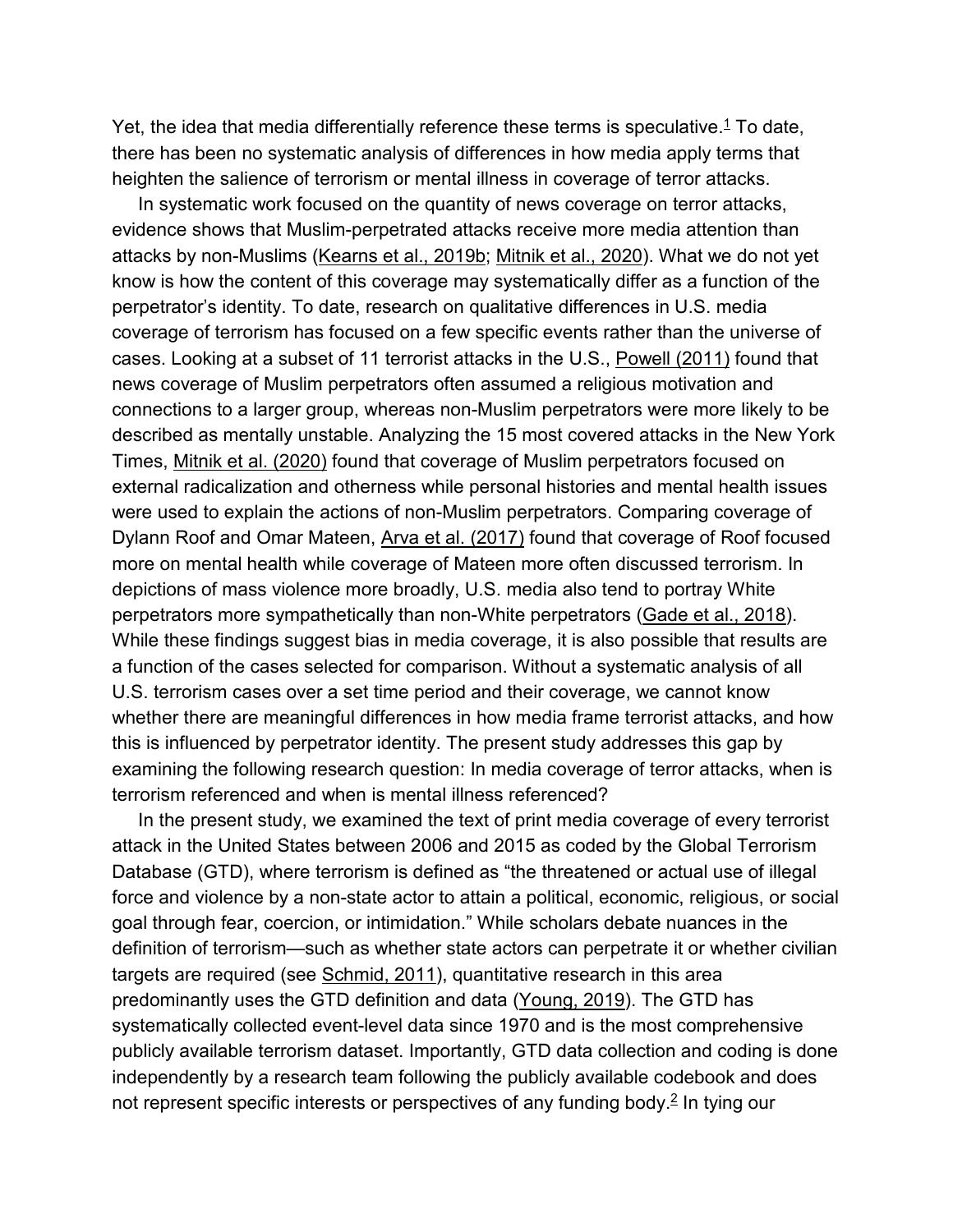Yet, the idea that media differentially reference these terms is speculative.[1] To date, there has been no systematic analysis of differences in how media apply terms that heighten the salience of terrorism or mental illness in coverage of terror attacks.

In systematic work focused on the quantity of news coverage on terror attacks, evidence shows that Muslim-perpetrated attacks receive more media attention than attacks by non-Muslims (Kearns et al., 2019b; Mitnik et al., 2020). What we do not yet know is how the content of this coverage may systematically differ as a function of the perpetrator's identity. To date, research on qualitative differences in U.S. media coverage of terrorism has focused on a few specific events rather than the universe of cases. Looking at a subset of 11 terrorist attacks in the U.S., Powell (2011) found that news coverage of Muslim perpetrators often assumed a religious motivation and connections to a larger group, whereas non-Muslim perpetrators were more likely to be described as mentally unstable. Analyzing the 15 most covered attacks in the New York Times, Mitnik et al. (2020) found that coverage of Muslim perpetrators focused on external radicalization and otherness while personal histories and mental health issues were used to explain the actions of non-Muslim perpetrators. Comparing coverage of Dylann Roof and Omar Mateen, Arva et al. (2017) found that coverage of Roof focused more on mental health while coverage of Mateen more often discussed terrorism. In depictions of mass violence more broadly, U.S. media also tend to portray White perpetrators more sympathetically than non-White perpetrators (Gade et al., 2018). While these findings suggest bias in media coverage, it is also possible that results are a function of the cases selected for comparison. Without a systematic analysis of all U.S. terrorism cases over a set time period and their coverage, we cannot know whether there are meaningful differences in how media frame terrorist attacks, and how this is influenced by perpetrator identity. The present study addresses this gap by examining the following research question: In media coverage of terror attacks, when is terrorism referenced and when is mental illness referenced?

In the present study, we examined the text of print media coverage of every terrorist attack in the United States between 2006 and 2015 as coded by the Global Terrorism Database (GTD), where terrorism is defined as "the threatened or actual use of illegal force and violence by a non-state actor to attain a political, economic, religious, or social goal through fear, coercion, or intimidation." While scholars debate nuances in the definition of terrorism—such as whether state actors can perpetrate it or whether civilian targets are required (see Schmid, 2011), quantitative research in this area predominantly uses the GTD definition and data (Young, 2019). The GTD has systematically collected event-level data since 1970 and is the most comprehensive publicly available terrorism dataset. Importantly, GTD data collection and coding is done independently by a research team following the publicly available codebook and does not represent specific interests or perspectives of any funding body.[2] In tying our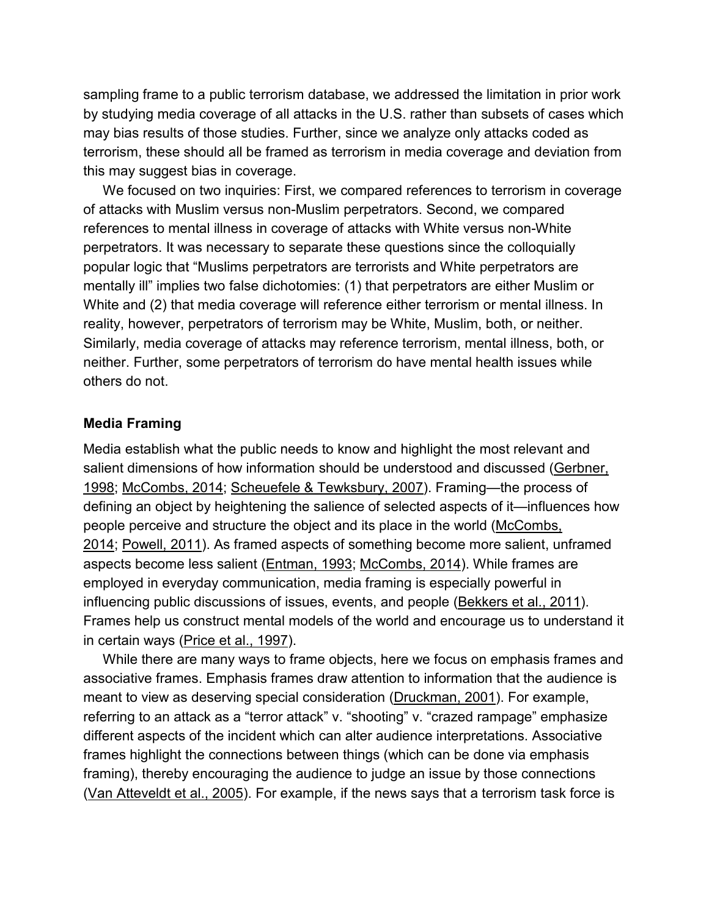sampling frame to a public terrorism database, we addressed the limitation in prior work by studying media coverage of all attacks in the U.S. rather than subsets of cases which may bias results of those studies. Further, since we analyze only attacks coded as terrorism, these should all be framed as terrorism in media coverage and deviation from this may suggest bias in coverage.

We focused on two inquiries: First, we compared references to terrorism in coverage of attacks with Muslim versus non-Muslim perpetrators. Second, we compared references to mental illness in coverage of attacks with White versus non-White perpetrators. It was necessary to separate these questions since the colloquially popular logic that "Muslims perpetrators are terrorists and White perpetrators are mentally ill" implies two false dichotomies: (1) that perpetrators are either Muslim or White and (2) that media coverage will reference either terrorism or mental illness. In reality, however, perpetrators of terrorism may be White, Muslim, both, or neither. Similarly, media coverage of attacks may reference terrorism, mental illness, both, or neither. Further, some perpetrators of terrorism do have mental health issues while others do not.

**Media Framing**

Media establish what the public needs to know and highlight the most relevant and salient dimensions of how information should be understood and discussed (Gerbner, 1998; McCombs, 2014; Scheuefele & Tewksbury, 2007). Framing—the process of defining an object by heightening the salience of selected aspects of it—influences how people perceive and structure the object and its place in the world (McCombs, 2014; Powell, 2011). As framed aspects of something become more salient, unframed aspects become less salient (Entman, 1993; McCombs, 2014). While frames are employed in everyday communication, media framing is especially powerful in influencing public discussions of issues, events, and people (Bekkers et al., 2011). Frames help us construct mental models of the world and encourage us to understand it in certain ways (Price et al., 1997).

While there are many ways to frame objects, here we focus on emphasis frames and associative frames. Emphasis frames draw attention to information that the audience is meant to view as deserving special consideration (Druckman, 2001). For example, referring to an attack as a "terror attack" v. "shooting" v. "crazed rampage" emphasize different aspects of the incident which can alter audience interpretations. Associative frames highlight the connections between things (which can be done via emphasis framing), thereby encouraging the audience to judge an issue by those connections (Van Atteveldt et al., 2005). For example, if the news says that a terrorism task force is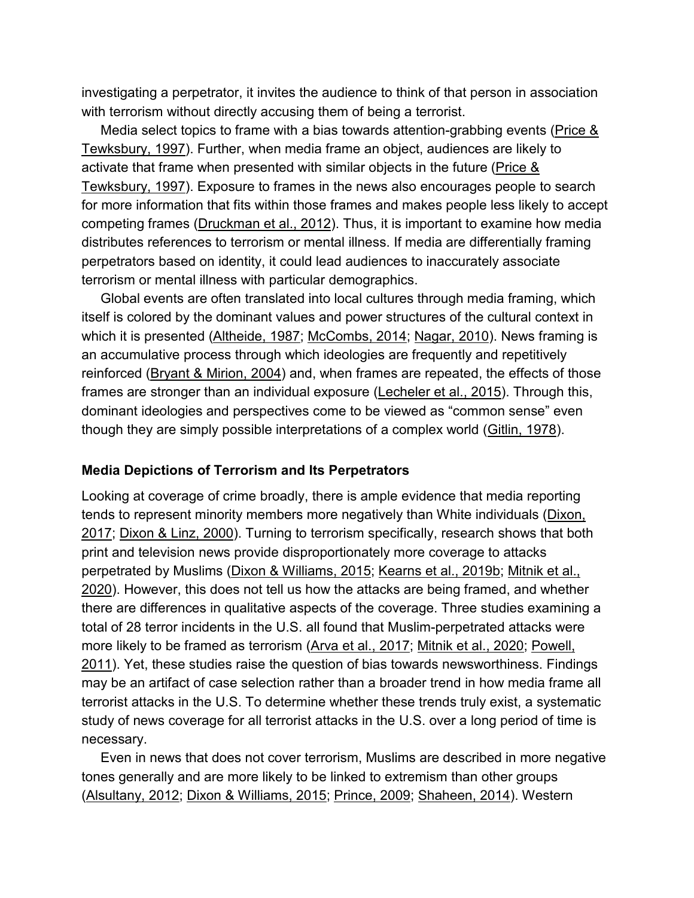investigating a perpetrator, it invites the audience to think of that person in association with terrorism without directly accusing them of being a terrorist.

Media select topics to frame with a bias towards attention-grabbing events (Price & Tewksbury, 1997). Further, when media frame an object, audiences are likely to activate that frame when presented with similar objects in the future (Price & Tewksbury, 1997). Exposure to frames in the news also encourages people to search for more information that fits within those frames and makes people less likely to accept competing frames (Druckman et al., 2012). Thus, it is important to examine how media distributes references to terrorism or mental illness. If media are differentially framing perpetrators based on identity, it could lead audiences to inaccurately associate terrorism or mental illness with particular demographics.

Global events are often translated into local cultures through media framing, which itself is colored by the dominant values and power structures of the cultural context in which it is presented (Altheide, 1987; McCombs, 2014; Nagar, 2010). News framing is an accumulative process through which ideologies are frequently and repetitively reinforced (Bryant & Mirion, 2004) and, when frames are repeated, the effects of those frames are stronger than an individual exposure (Lecheler et al., 2015). Through this, dominant ideologies and perspectives come to be viewed as "common sense" even though they are simply possible interpretations of a complex world (Gitlin, 1978).

### Media Depictions of Terrorism and Its Perpetrators

Looking at coverage of crime broadly, there is ample evidence that media reporting tends to represent minority members more negatively than White individuals (Dixon, 2017; Dixon & Linz, 2000). Turning to terrorism specifically, research shows that both print and television news provide disproportionately more coverage to attacks perpetrated by Muslims (Dixon & Williams, 2015; Kearns et al., 2019b; Mitnik et al., 2020). However, this does not tell us how the attacks are being framed, and whether there are differences in qualitative aspects of the coverage. Three studies examining a total of 28 terror incidents in the U.S. all found that Muslim-perpetrated attacks were more likely to be framed as terrorism (Arva et al., 2017; Mitnik et al., 2020; Powell, 2011). Yet, these studies raise the question of bias towards newsworthiness. Findings may be an artifact of case selection rather than a broader trend in how media frame all terrorist attacks in the U.S. To determine whether these trends truly exist, a systematic study of news coverage for all terrorist attacks in the U.S. over a long period of time is necessary.

Even in news that does not cover terrorism, Muslims are described in more negative tones generally and are more likely to be linked to extremism than other groups (Alsultany, 2012; Dixon & Williams, 2015; Prince, 2009; Shaheen, 2014). Western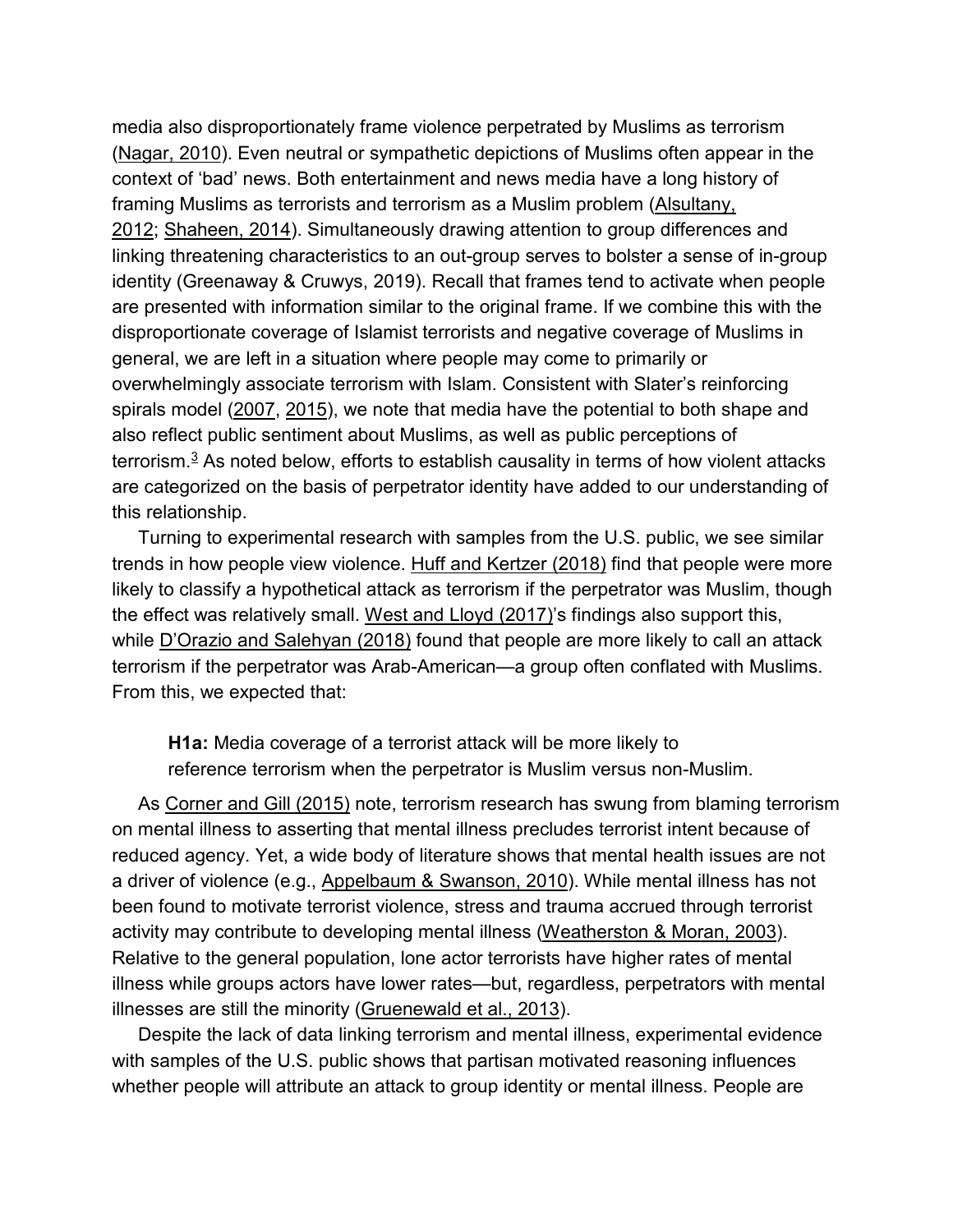media also disproportionately frame violence perpetrated by Muslims as terrorism (Nagar, 2010). Even neutral or sympathetic depictions of Muslims often appear in the context of 'bad' news. Both entertainment and news media have a long history of framing Muslims as terrorists and terrorism as a Muslim problem (Alsultany, 2012; Shaheen, 2014). Simultaneously drawing attention to group differences and linking threatening characteristics to an out-group serves to bolster a sense of in-group identity (Greenaway & Cruwys, 2019). Recall that frames tend to activate when people are presented with information similar to the original frame. If we combine this with the disproportionate coverage of Islamist terrorists and negative coverage of Muslims in general, we are left in a situation where people may come to primarily or overwhelmingly associate terrorism with Islam. Consistent with Slater's reinforcing spirals model (2007, 2015), we note that media have the potential to both shape and also reflect public sentiment about Muslims, as well as public perceptions of terrorism.[3] As noted below, efforts to establish causality in terms of how violent attacks are categorized on the basis of perpetrator identity have added to our understanding of this relationship.

Turning to experimental research with samples from the U.S. public, we see similar trends in how people view violence. Huff and Kertzer (2018) find that people were more likely to classify a hypothetical attack as terrorism if the perpetrator was Muslim, though the effect was relatively small. West and Lloyd (2017)'s findings also support this, while D'Orazio and Salehyan (2018) found that people are more likely to call an attack terrorism if the perpetrator was Arab-American—a group often conflated with Muslims. From this, we expected that:

> **H1a:** Media coverage of a terrorist attack will be more likely to reference terrorism when the perpetrator is Muslim versus non-Muslim.

As Corner and Gill (2015) note, terrorism research has swung from blaming terrorism on mental illness to asserting that mental illness precludes terrorist intent because of reduced agency. Yet, a wide body of literature shows that mental health issues are not a driver of violence (e.g., Appelbaum & Swanson, 2010). While mental illness has not been found to motivate terrorist violence, stress and trauma accrued through terrorist activity may contribute to developing mental illness (Weatherston & Moran, 2003). Relative to the general population, lone actor terrorists have higher rates of mental illness while groups actors have lower rates—but, regardless, perpetrators with mental illnesses are still the minority (Gruenewald et al., 2013).

Despite the lack of data linking terrorism and mental illness, experimental evidence with samples of the U.S. public shows that partisan motivated reasoning influences whether people will attribute an attack to group identity or mental illness. People are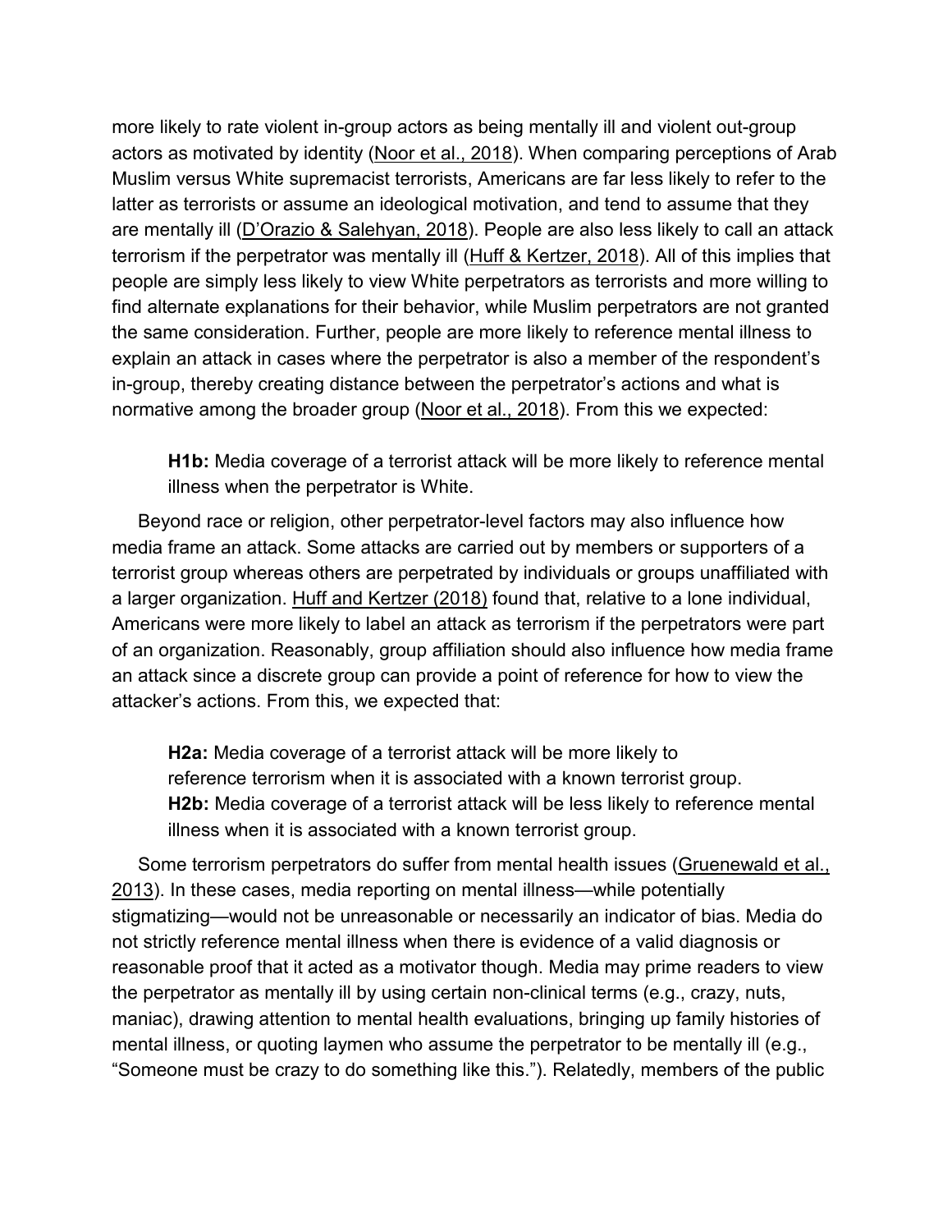more likely to rate violent in-group actors as being mentally ill and violent out-group actors as motivated by identity (Noor et al., 2018). When comparing perceptions of Arab Muslim versus White supremacist terrorists, Americans are far less likely to refer to the latter as terrorists or assume an ideological motivation, and tend to assume that they are mentally ill (D'Orazio & Salehyan, 2018). People are also less likely to call an attack terrorism if the perpetrator was mentally ill (Huff & Kertzer, 2018). All of this implies that people are simply less likely to view White perpetrators as terrorists and more willing to find alternate explanations for their behavior, while Muslim perpetrators are not granted the same consideration. Further, people are more likely to reference mental illness to explain an attack in cases where the perpetrator is also a member of the respondent's in-group, thereby creating distance between the perpetrator's actions and what is normative among the broader group (Noor et al., 2018). From this we expected:

> **H1b:** Media coverage of a terrorist attack will be more likely to reference mental illness when the perpetrator is White.

Beyond race or religion, other perpetrator-level factors may also influence how media frame an attack. Some attacks are carried out by members or supporters of a terrorist group whereas others are perpetrated by individuals or groups unaffiliated with a larger organization. Huff and Kertzer (2018) found that, relative to a lone individual, Americans were more likely to label an attack as terrorism if the perpetrators were part of an organization. Reasonably, group affiliation should also influence how media frame an attack since a discrete group can provide a point of reference for how to view the attacker's actions. From this, we expected that:

> **H2a:** Media coverage of a terrorist attack will be more likely to reference terrorism when it is associated with a known terrorist group.
> **H2b:** Media coverage of a terrorist attack will be less likely to reference mental illness when it is associated with a known terrorist group.

Some terrorism perpetrators do suffer from mental health issues (Gruenewald et al., 2013). In these cases, media reporting on mental illness—while potentially stigmatizing—would not be unreasonable or necessarily an indicator of bias. Media do not strictly reference mental illness when there is evidence of a valid diagnosis or reasonable proof that it acted as a motivator though. Media may prime readers to view the perpetrator as mentally ill by using certain non-clinical terms (e.g., crazy, nuts, maniac), drawing attention to mental health evaluations, bringing up family histories of mental illness, or quoting laymen who assume the perpetrator to be mentally ill (e.g., "Someone must be crazy to do something like this."). Relatedly, members of the public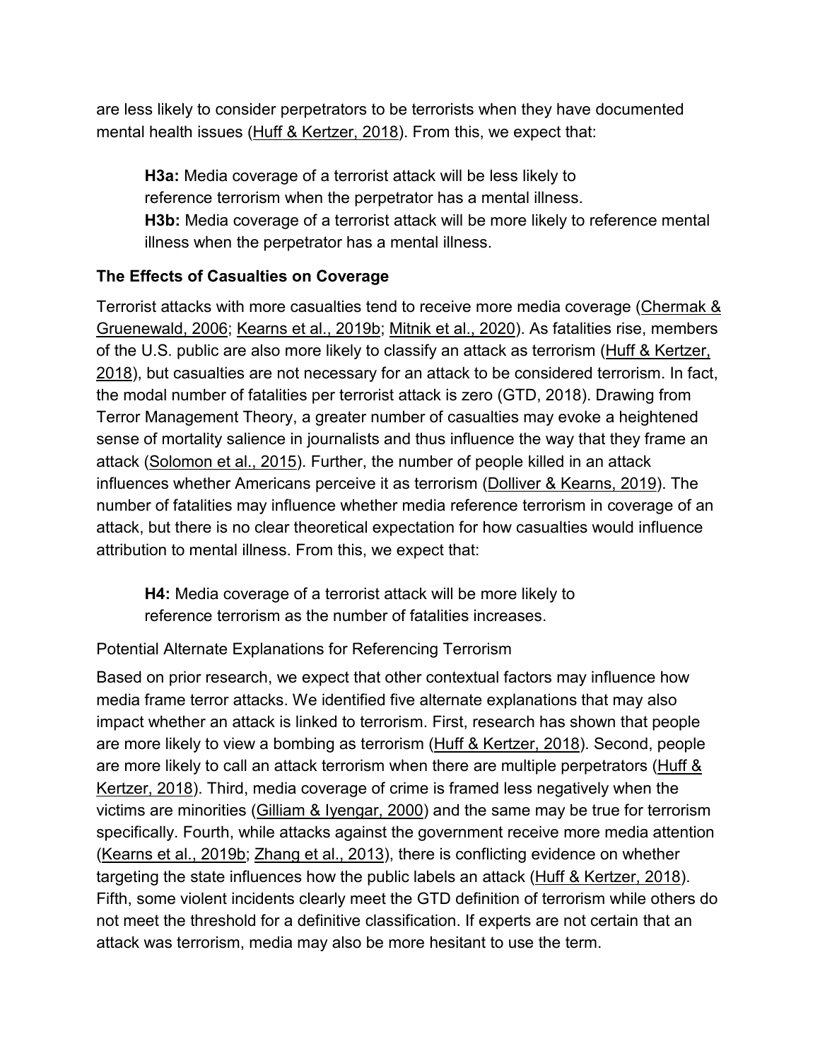are less likely to consider perpetrators to be terrorists when they have documented mental health issues (Huff & Kertzer, 2018). From this, we expect that:

> **H3a:** Media coverage of a terrorist attack will be less likely to reference terrorism when the perpetrator has a mental illness.
> **H3b:** Media coverage of a terrorist attack will be more likely to reference mental illness when the perpetrator has a mental illness.

### The Effects of Casualties on Coverage

Terrorist attacks with more casualties tend to receive more media coverage (Chermak & Gruenewald, 2006; Kearns et al., 2019b; Mitnik et al., 2020). As fatalities rise, members of the U.S. public are also more likely to classify an attack as terrorism (Huff & Kertzer, 2018), but casualties are not necessary for an attack to be considered terrorism. In fact, the modal number of fatalities per terrorist attack is zero (GTD, 2018). Drawing from Terror Management Theory, a greater number of casualties may evoke a heightened sense of mortality salience in journalists and thus influence the way that they frame an attack (Solomon et al., 2015). Further, the number of people killed in an attack influences whether Americans perceive it as terrorism (Dolliver & Kearns, 2019). The number of fatalities may influence whether media reference terrorism in coverage of an attack, but there is no clear theoretical expectation for how casualties would influence attribution to mental illness. From this, we expect that:

> **H4:** Media coverage of a terrorist attack will be more likely to reference terrorism as the number of fatalities increases.

#### Potential Alternate Explanations for Referencing Terrorism

Based on prior research, we expect that other contextual factors may influence how media frame terror attacks. We identified five alternate explanations that may also impact whether an attack is linked to terrorism. First, research has shown that people are more likely to view a bombing as terrorism (Huff & Kertzer, 2018). Second, people are more likely to call an attack terrorism when there are multiple perpetrators (Huff & Kertzer, 2018). Third, media coverage of crime is framed less negatively when the victims are minorities (Gilliam & Iyengar, 2000) and the same may be true for terrorism specifically. Fourth, while attacks against the government receive more media attention (Kearns et al., 2019b; Zhang et al., 2013), there is conflicting evidence on whether targeting the state influences how the public labels an attack (Huff & Kertzer, 2018). Fifth, some violent incidents clearly meet the GTD definition of terrorism while others do not meet the threshold for a definitive classification. If experts are not certain that an attack was terrorism, media may also be more hesitant to use the term.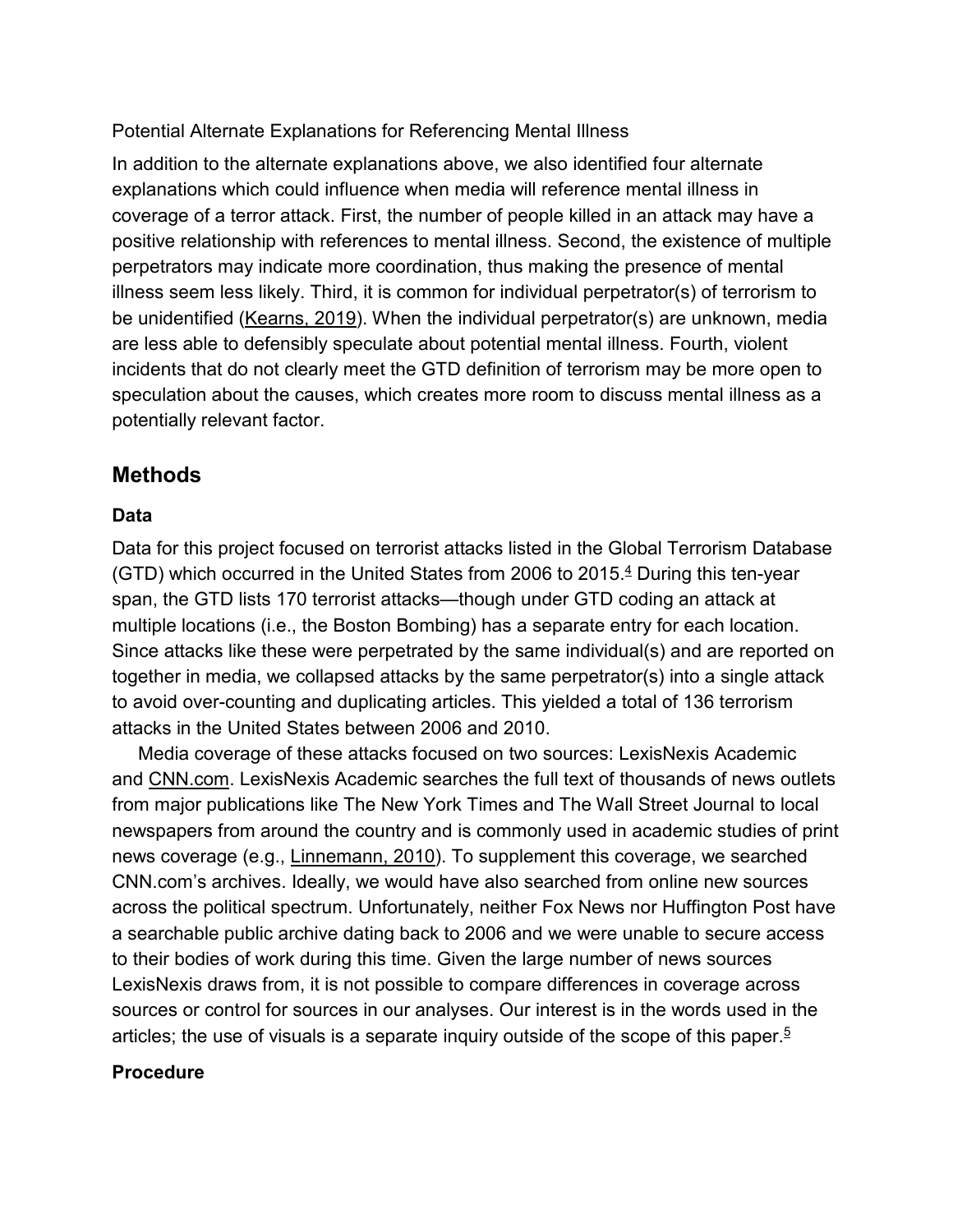Potential Alternate Explanations for Referencing Mental Illness

In addition to the alternate explanations above, we also identified four alternate explanations which could influence when media will reference mental illness in coverage of a terror attack. First, the number of people killed in an attack may have a positive relationship with references to mental illness. Second, the existence of multiple perpetrators may indicate more coordination, thus making the presence of mental illness seem less likely. Third, it is common for individual perpetrator(s) of terrorism to be unidentified (Kearns, 2019). When the individual perpetrator(s) are unknown, media are less able to defensibly speculate about potential mental illness. Fourth, violent incidents that do not clearly meet the GTD definition of terrorism may be more open to speculation about the causes, which creates more room to discuss mental illness as a potentially relevant factor.

## Methods

### Data

Data for this project focused on terrorist attacks listed in the Global Terrorism Database (GTD) which occurred in the United States from 2006 to 2015.[4] During this ten-year span, the GTD lists 170 terrorist attacks—though under GTD coding an attack at multiple locations (i.e., the Boston Bombing) has a separate entry for each location. Since attacks like these were perpetrated by the same individual(s) and are reported on together in media, we collapsed attacks by the same perpetrator(s) into a single attack to avoid over-counting and duplicating articles. This yielded a total of 136 terrorism attacks in the United States between 2006 and 2010.

Media coverage of these attacks focused on two sources: LexisNexis Academic and CNN.com. LexisNexis Academic searches the full text of thousands of news outlets from major publications like The New York Times and The Wall Street Journal to local newspapers from around the country and is commonly used in academic studies of print news coverage (e.g., Linnemann, 2010). To supplement this coverage, we searched CNN.com's archives. Ideally, we would have also searched from online new sources across the political spectrum. Unfortunately, neither Fox News nor Huffington Post have a searchable public archive dating back to 2006 and we were unable to secure access to their bodies of work during this time. Given the large number of news sources LexisNexis draws from, it is not possible to compare differences in coverage across sources or control for sources in our analyses. Our interest is in the words used in the articles; the use of visuals is a separate inquiry outside of the scope of this paper.[5]

### Procedure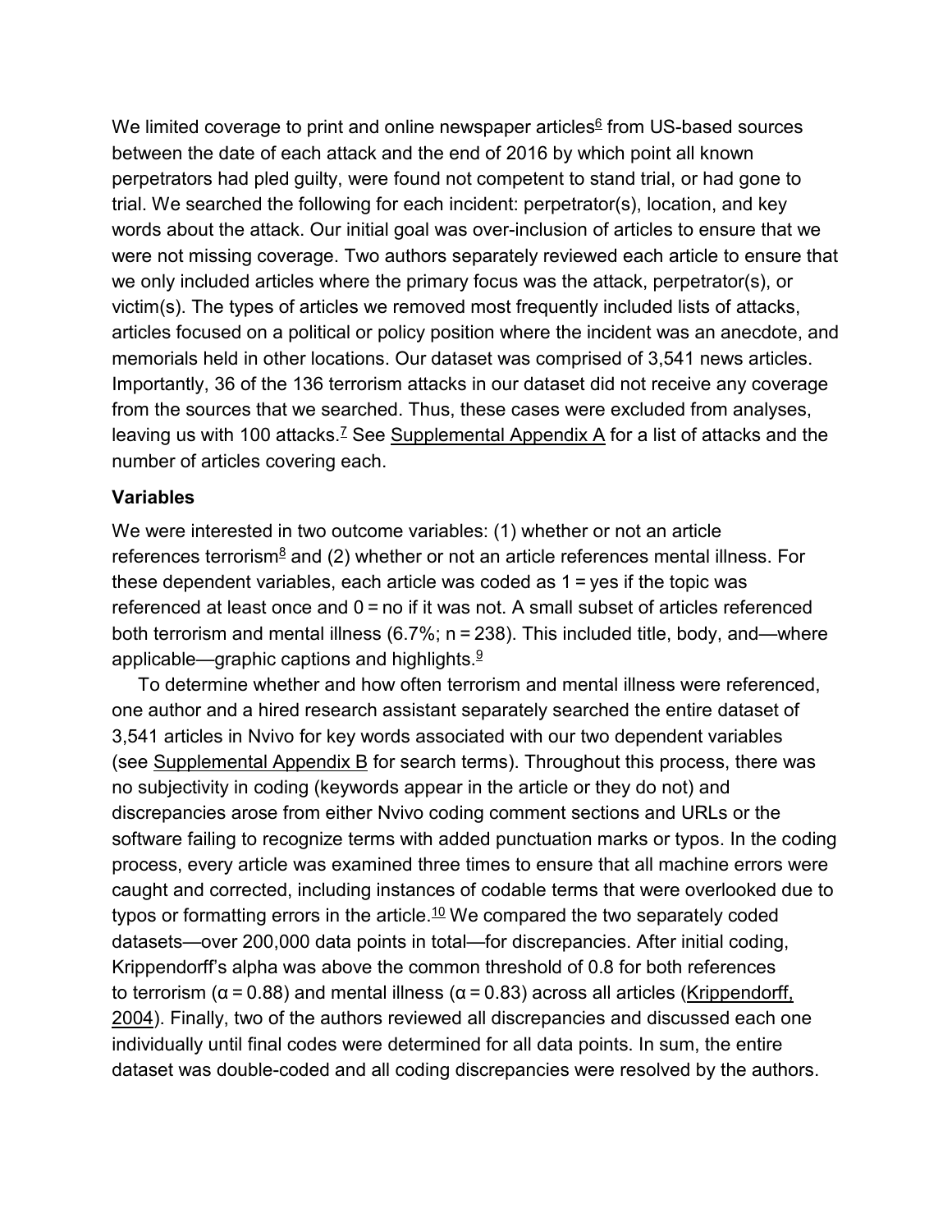We limited coverage to print and online newspaper articles[6] from US-based sources between the date of each attack and the end of 2016 by which point all known perpetrators had pled guilty, were found not competent to stand trial, or had gone to trial. We searched the following for each incident: perpetrator(s), location, and key words about the attack. Our initial goal was over-inclusion of articles to ensure that we were not missing coverage. Two authors separately reviewed each article to ensure that we only included articles where the primary focus was the attack, perpetrator(s), or victim(s). The types of articles we removed most frequently included lists of attacks, articles focused on a political or policy position where the incident was an anecdote, and memorials held in other locations. Our dataset was comprised of 3,541 news articles. Importantly, 36 of the 136 terrorism attacks in our dataset did not receive any coverage from the sources that we searched. Thus, these cases were excluded from analyses, leaving us with 100 attacks.[7] See Supplemental Appendix A for a list of attacks and the number of articles covering each.

### Variables

We were interested in two outcome variables: (1) whether or not an article references terrorism[8] and (2) whether or not an article references mental illness. For these dependent variables, each article was coded as 1 = yes if the topic was referenced at least once and 0 = no if it was not. A small subset of articles referenced both terrorism and mental illness (6.7%; n = 238). This included title, body, and—where applicable—graphic captions and highlights.[9]

To determine whether and how often terrorism and mental illness were referenced, one author and a hired research assistant separately searched the entire dataset of 3,541 articles in Nvivo for key words associated with our two dependent variables (see Supplemental Appendix B for search terms). Throughout this process, there was no subjectivity in coding (keywords appear in the article or they do not) and discrepancies arose from either Nvivo coding comment sections and URLs or the software failing to recognize terms with added punctuation marks or typos. In the coding process, every article was examined three times to ensure that all machine errors were caught and corrected, including instances of codable terms that were overlooked due to typos or formatting errors in the article.[10] We compared the two separately coded datasets—over 200,000 data points in total—for discrepancies. After initial coding, Krippendorff's alpha was above the common threshold of 0.8 for both references to terrorism ($\alpha = 0.88$) and mental illness ($\alpha = 0.83$) across all articles (Krippendorff, 2004). Finally, two of the authors reviewed all discrepancies and discussed each one individually until final codes were determined for all data points. In sum, the entire dataset was double-coded and all coding discrepancies were resolved by the authors.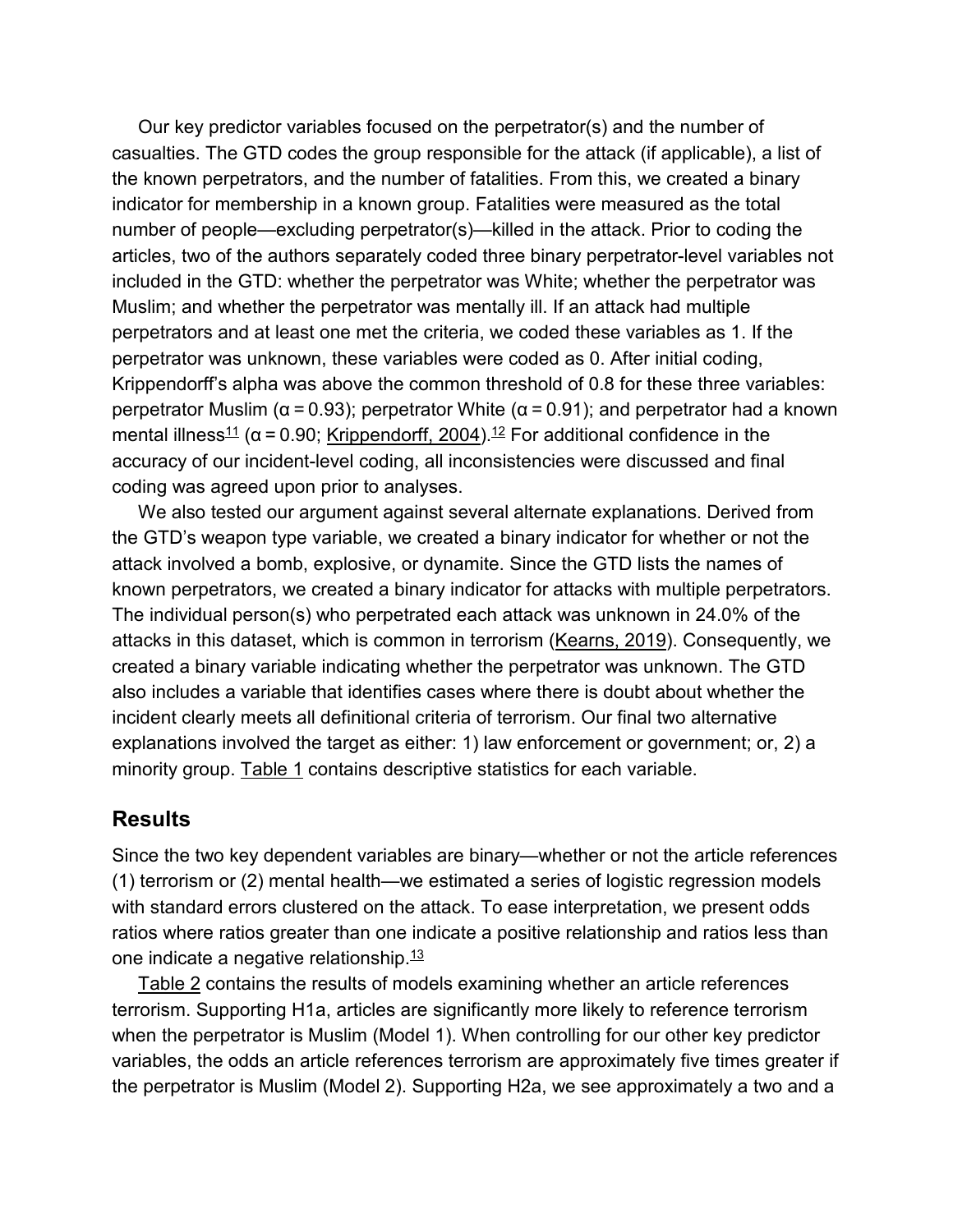Our key predictor variables focused on the perpetrator(s) and the number of casualties. The GTD codes the group responsible for the attack (if applicable), a list of the known perpetrators, and the number of fatalities. From this, we created a binary indicator for membership in a known group. Fatalities were measured as the total number of people—excluding perpetrator(s)—killed in the attack. Prior to coding the articles, two of the authors separately coded three binary perpetrator-level variables not included in the GTD: whether the perpetrator was White; whether the perpetrator was Muslim; and whether the perpetrator was mentally ill. If an attack had multiple perpetrators and at least one met the criteria, we coded these variables as 1. If the perpetrator was unknown, these variables were coded as 0. After initial coding, Krippendorff's alpha was above the common threshold of 0.8 for these three variables: perpetrator Muslim ($\alpha = 0.93$); perpetrator White ($\alpha = 0.91$); and perpetrator had a known mental illness[11] ($\alpha = 0.90$; Krippendorff, 2004).[12] For additional confidence in the accuracy of our incident-level coding, all inconsistencies were discussed and final coding was agreed upon prior to analyses.

We also tested our argument against several alternate explanations. Derived from the GTD's weapon type variable, we created a binary indicator for whether or not the attack involved a bomb, explosive, or dynamite. Since the GTD lists the names of known perpetrators, we created a binary indicator for attacks with multiple perpetrators. The individual person(s) who perpetrated each attack was unknown in 24.0% of the attacks in this dataset, which is common in terrorism (Kearns, 2019). Consequently, we created a binary variable indicating whether the perpetrator was unknown. The GTD also includes a variable that identifies cases where there is doubt about whether the incident clearly meets all definitional criteria of terrorism. Our final two alternative explanations involved the target as either: 1) law enforcement or government; or, 2) a minority group. Table 1 contains descriptive statistics for each variable.

## Results

Since the two key dependent variables are binary—whether or not the article references (1) terrorism or (2) mental health—we estimated a series of logistic regression models with standard errors clustered on the attack. To ease interpretation, we present odds ratios where ratios greater than one indicate a positive relationship and ratios less than one indicate a negative relationship.[13]

Table 2 contains the results of models examining whether an article references terrorism. Supporting H1a, articles are significantly more likely to reference terrorism when the perpetrator is Muslim (Model 1). When controlling for our other key predictor variables, the odds an article references terrorism are approximately five times greater if the perpetrator is Muslim (Model 2). Supporting H2a, we see approximately a two and a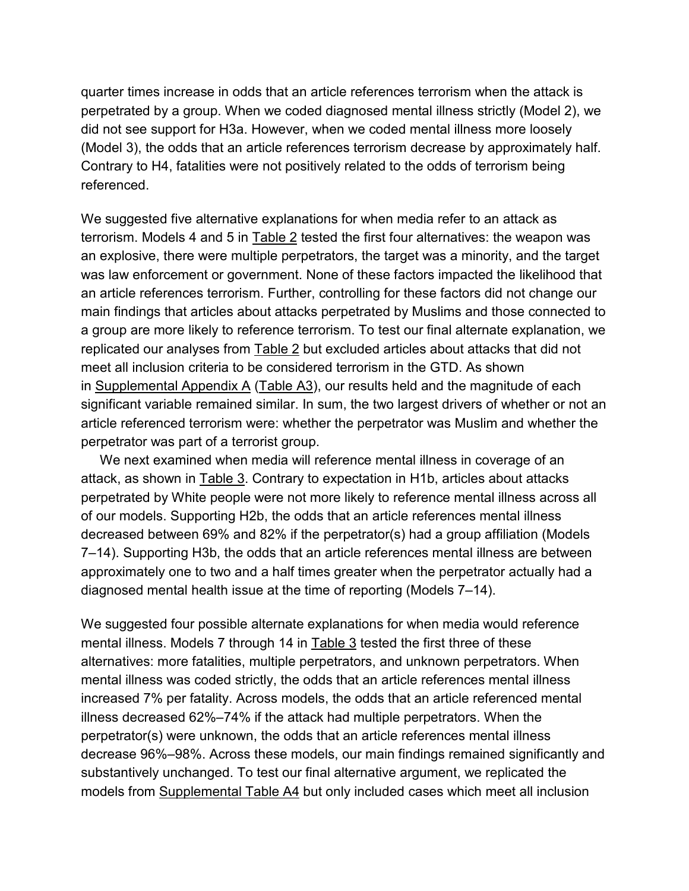quarter times increase in odds that an article references terrorism when the attack is perpetrated by a group. When we coded diagnosed mental illness strictly (Model 2), we did not see support for H3a. However, when we coded mental illness more loosely (Model 3), the odds that an article references terrorism decrease by approximately half. Contrary to H4, fatalities were not positively related to the odds of terrorism being referenced.

We suggested five alternative explanations for when media refer to an attack as terrorism. Models 4 and 5 in Table 2 tested the first four alternatives: the weapon was an explosive, there were multiple perpetrators, the target was a minority, and the target was law enforcement or government. None of these factors impacted the likelihood that an article references terrorism. Further, controlling for these factors did not change our main findings that articles about attacks perpetrated by Muslims and those connected to a group are more likely to reference terrorism. To test our final alternate explanation, we replicated our analyses from Table 2 but excluded articles about attacks that did not meet all inclusion criteria to be considered terrorism in the GTD. As shown in Supplemental Appendix A (Table A3), our results held and the magnitude of each significant variable remained similar. In sum, the two largest drivers of whether or not an article referenced terrorism were: whether the perpetrator was Muslim and whether the perpetrator was part of a terrorist group.

We next examined when media will reference mental illness in coverage of an attack, as shown in Table 3. Contrary to expectation in H1b, articles about attacks perpetrated by White people were not more likely to reference mental illness across all of our models. Supporting H2b, the odds that an article references mental illness decreased between 69% and 82% if the perpetrator(s) had a group affiliation (Models 7–14). Supporting H3b, the odds that an article references mental illness are between approximately one to two and a half times greater when the perpetrator actually had a diagnosed mental health issue at the time of reporting (Models 7–14).

We suggested four possible alternate explanations for when media would reference mental illness. Models 7 through 14 in Table 3 tested the first three of these alternatives: more fatalities, multiple perpetrators, and unknown perpetrators. When mental illness was coded strictly, the odds that an article references mental illness increased 7% per fatality. Across models, the odds that an article referenced mental illness decreased 62%–74% if the attack had multiple perpetrators. When the perpetrator(s) were unknown, the odds that an article references mental illness decrease 96%–98%. Across these models, our main findings remained significantly and substantively unchanged. To test our final alternative argument, we replicated the models from Supplemental Table A4 but only included cases which meet all inclusion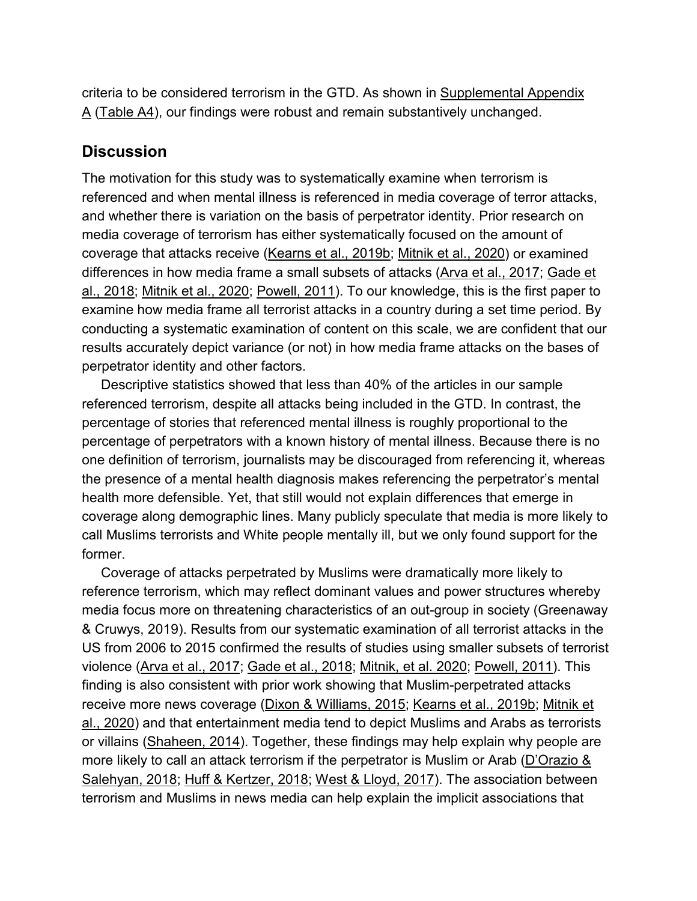criteria to be considered terrorism in the GTD. As shown in Supplemental Appendix A (Table A4), our findings were robust and remain substantively unchanged.

## Discussion

The motivation for this study was to systematically examine when terrorism is referenced and when mental illness is referenced in media coverage of terror attacks, and whether there is variation on the basis of perpetrator identity. Prior research on media coverage of terrorism has either systematically focused on the amount of coverage that attacks receive (Kearns et al., 2019b; Mitnik et al., 2020) or examined differences in how media frame a small subsets of attacks (Arva et al., 2017; Gade et al., 2018; Mitnik et al., 2020; Powell, 2011). To our knowledge, this is the first paper to examine how media frame all terrorist attacks in a country during a set time period. By conducting a systematic examination of content on this scale, we are confident that our results accurately depict variance (or not) in how media frame attacks on the bases of perpetrator identity and other factors.

Descriptive statistics showed that less than 40% of the articles in our sample referenced terrorism, despite all attacks being included in the GTD. In contrast, the percentage of stories that referenced mental illness is roughly proportional to the percentage of perpetrators with a known history of mental illness. Because there is no one definition of terrorism, journalists may be discouraged from referencing it, whereas the presence of a mental health diagnosis makes referencing the perpetrator's mental health more defensible. Yet, that still would not explain differences that emerge in coverage along demographic lines. Many publicly speculate that media is more likely to call Muslims terrorists and White people mentally ill, but we only found support for the former.

Coverage of attacks perpetrated by Muslims were dramatically more likely to reference terrorism, which may reflect dominant values and power structures whereby media focus more on threatening characteristics of an out-group in society (Greenaway & Cruwys, 2019). Results from our systematic examination of all terrorist attacks in the US from 2006 to 2015 confirmed the results of studies using smaller subsets of terrorist violence (Arva et al., 2017; Gade et al., 2018; Mitnik, et al. 2020; Powell, 2011). This finding is also consistent with prior work showing that Muslim-perpetrated attacks receive more news coverage (Dixon & Williams, 2015; Kearns et al., 2019b; Mitnik et al., 2020) and that entertainment media tend to depict Muslims and Arabs as terrorists or villains (Shaheen, 2014). Together, these findings may help explain why people are more likely to call an attack terrorism if the perpetrator is Muslim or Arab (D'Orazio & Salehyan, 2018; Huff & Kertzer, 2018; West & Lloyd, 2017). The association between terrorism and Muslims in news media can help explain the implicit associations that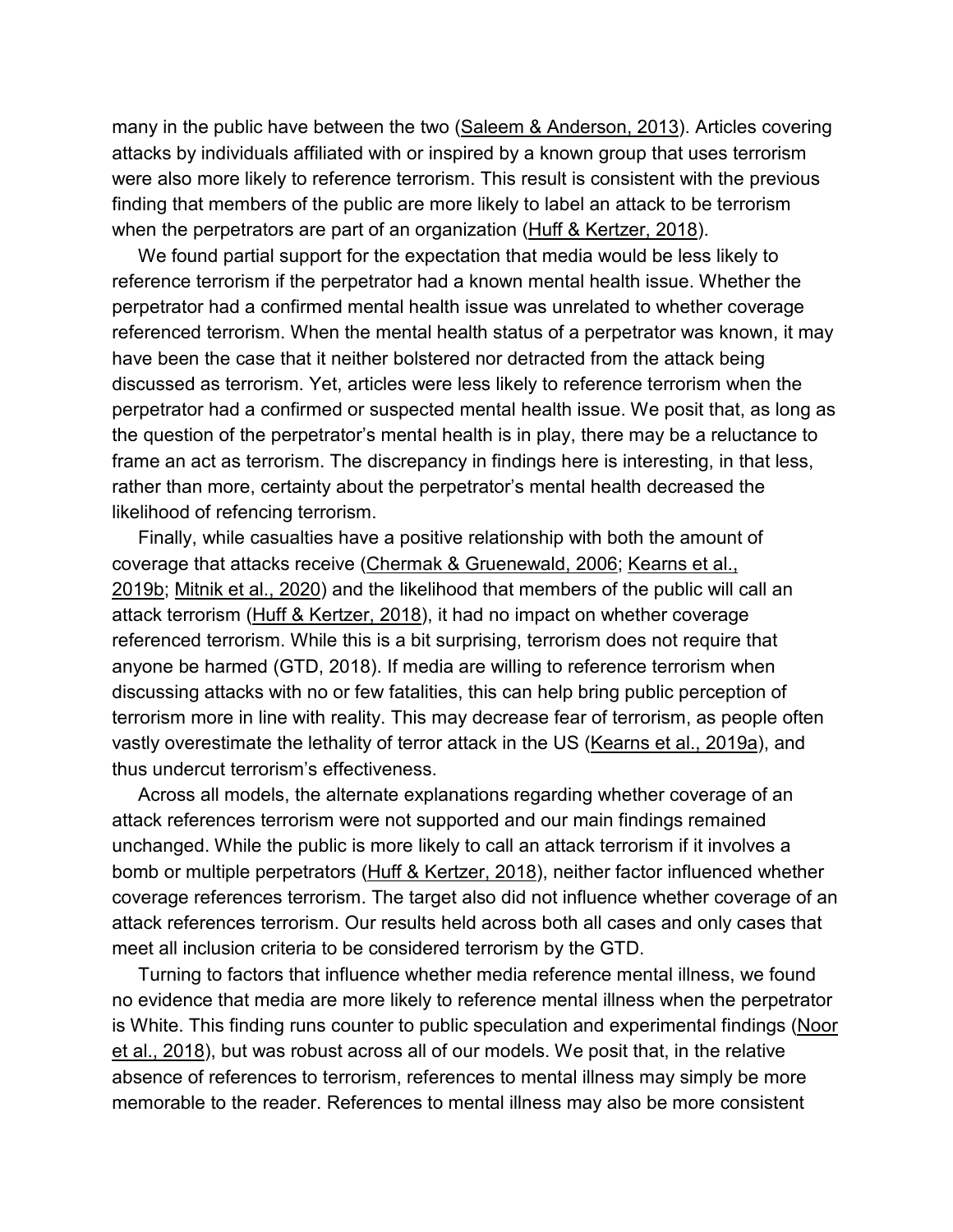many in the public have between the two (Saleem & Anderson, 2013). Articles covering attacks by individuals affiliated with or inspired by a known group that uses terrorism were also more likely to reference terrorism. This result is consistent with the previous finding that members of the public are more likely to label an attack to be terrorism when the perpetrators are part of an organization (Huff & Kertzer, 2018).

We found partial support for the expectation that media would be less likely to reference terrorism if the perpetrator had a known mental health issue. Whether the perpetrator had a confirmed mental health issue was unrelated to whether coverage referenced terrorism. When the mental health status of a perpetrator was known, it may have been the case that it neither bolstered nor detracted from the attack being discussed as terrorism. Yet, articles were less likely to reference terrorism when the perpetrator had a confirmed or suspected mental health issue. We posit that, as long as the question of the perpetrator's mental health is in play, there may be a reluctance to frame an act as terrorism. The discrepancy in findings here is interesting, in that less, rather than more, certainty about the perpetrator's mental health decreased the likelihood of refencing terrorism.

Finally, while casualties have a positive relationship with both the amount of coverage that attacks receive (Chermak & Gruenewald, 2006; Kearns et al., 2019b; Mitnik et al., 2020) and the likelihood that members of the public will call an attack terrorism (Huff & Kertzer, 2018), it had no impact on whether coverage referenced terrorism. While this is a bit surprising, terrorism does not require that anyone be harmed (GTD, 2018). If media are willing to reference terrorism when discussing attacks with no or few fatalities, this can help bring public perception of terrorism more in line with reality. This may decrease fear of terrorism, as people often vastly overestimate the lethality of terror attack in the US (Kearns et al., 2019a), and thus undercut terrorism's effectiveness.

Across all models, the alternate explanations regarding whether coverage of an attack references terrorism were not supported and our main findings remained unchanged. While the public is more likely to call an attack terrorism if it involves a bomb or multiple perpetrators (Huff & Kertzer, 2018), neither factor influenced whether coverage references terrorism. The target also did not influence whether coverage of an attack references terrorism. Our results held across both all cases and only cases that meet all inclusion criteria to be considered terrorism by the GTD.

Turning to factors that influence whether media reference mental illness, we found no evidence that media are more likely to reference mental illness when the perpetrator is White. This finding runs counter to public speculation and experimental findings (Noor et al., 2018), but was robust across all of our models. We posit that, in the relative absence of references to terrorism, references to mental illness may simply be more memorable to the reader. References to mental illness may also be more consistent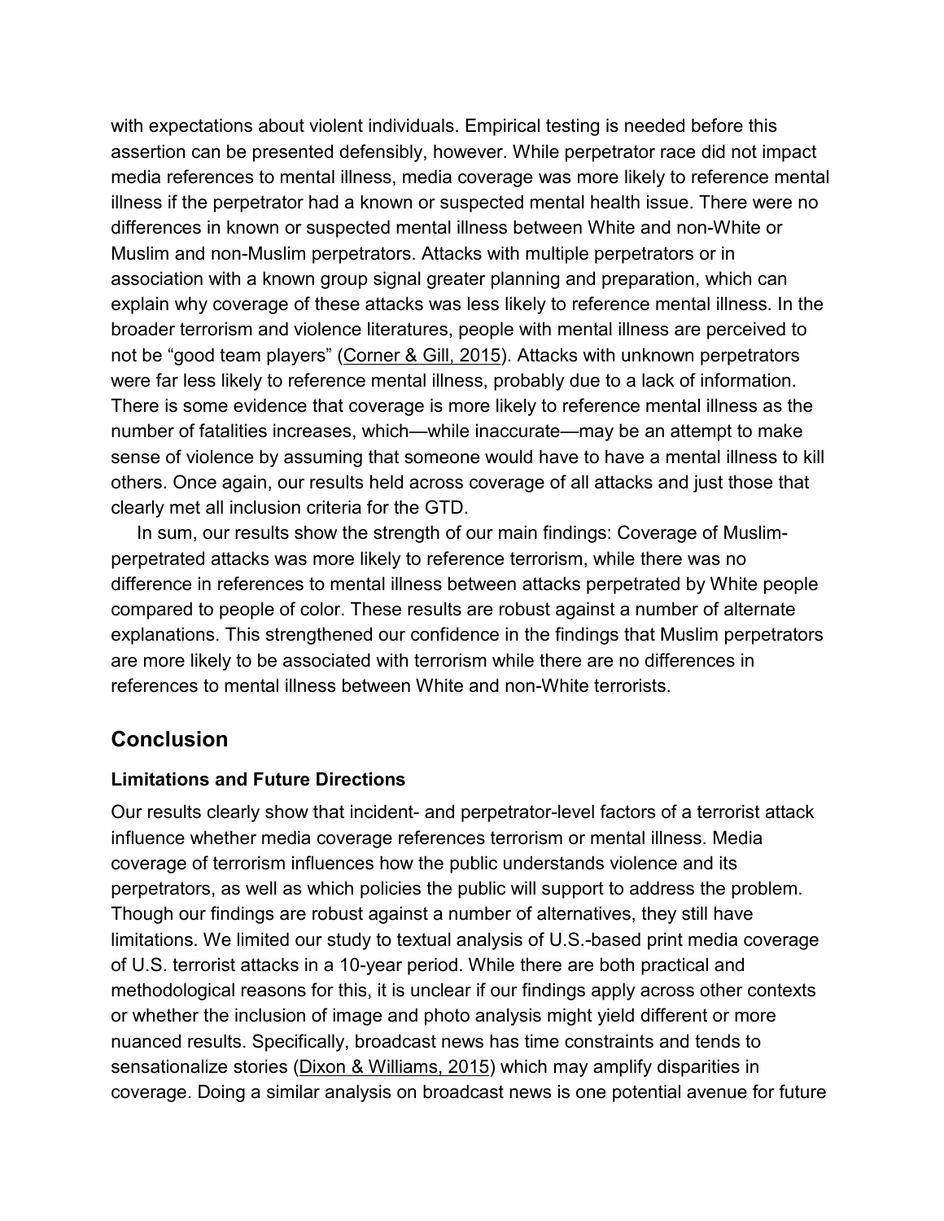with expectations about violent individuals. Empirical testing is needed before this assertion can be presented defensibly, however. While perpetrator race did not impact media references to mental illness, media coverage was more likely to reference mental illness if the perpetrator had a known or suspected mental health issue. There were no differences in known or suspected mental illness between White and non-White or Muslim and non-Muslim perpetrators. Attacks with multiple perpetrators or in association with a known group signal greater planning and preparation, which can explain why coverage of these attacks was less likely to reference mental illness. In the broader terrorism and violence literatures, people with mental illness are perceived to not be "good team players" (Corner & Gill, 2015). Attacks with unknown perpetrators were far less likely to reference mental illness, probably due to a lack of information. There is some evidence that coverage is more likely to reference mental illness as the number of fatalities increases, which—while inaccurate—may be an attempt to make sense of violence by assuming that someone would have to have a mental illness to kill others. Once again, our results held across coverage of all attacks and just those that clearly met all inclusion criteria for the GTD.

In sum, our results show the strength of our main findings: Coverage of Muslim-perpetrated attacks was more likely to reference terrorism, while there was no difference in references to mental illness between attacks perpetrated by White people compared to people of color. These results are robust against a number of alternate explanations. This strengthened our confidence in the findings that Muslim perpetrators are more likely to be associated with terrorism while there are no differences in references to mental illness between White and non-White terrorists.

## Conclusion

### Limitations and Future Directions

Our results clearly show that incident- and perpetrator-level factors of a terrorist attack influence whether media coverage references terrorism or mental illness. Media coverage of terrorism influences how the public understands violence and its perpetrators, as well as which policies the public will support to address the problem. Though our findings are robust against a number of alternatives, they still have limitations. We limited our study to textual analysis of U.S.-based print media coverage of U.S. terrorist attacks in a 10-year period. While there are both practical and methodological reasons for this, it is unclear if our findings apply across other contexts or whether the inclusion of image and photo analysis might yield different or more nuanced results. Specifically, broadcast news has time constraints and tends to sensationalize stories (Dixon & Williams, 2015) which may amplify disparities in coverage. Doing a similar analysis on broadcast news is one potential avenue for future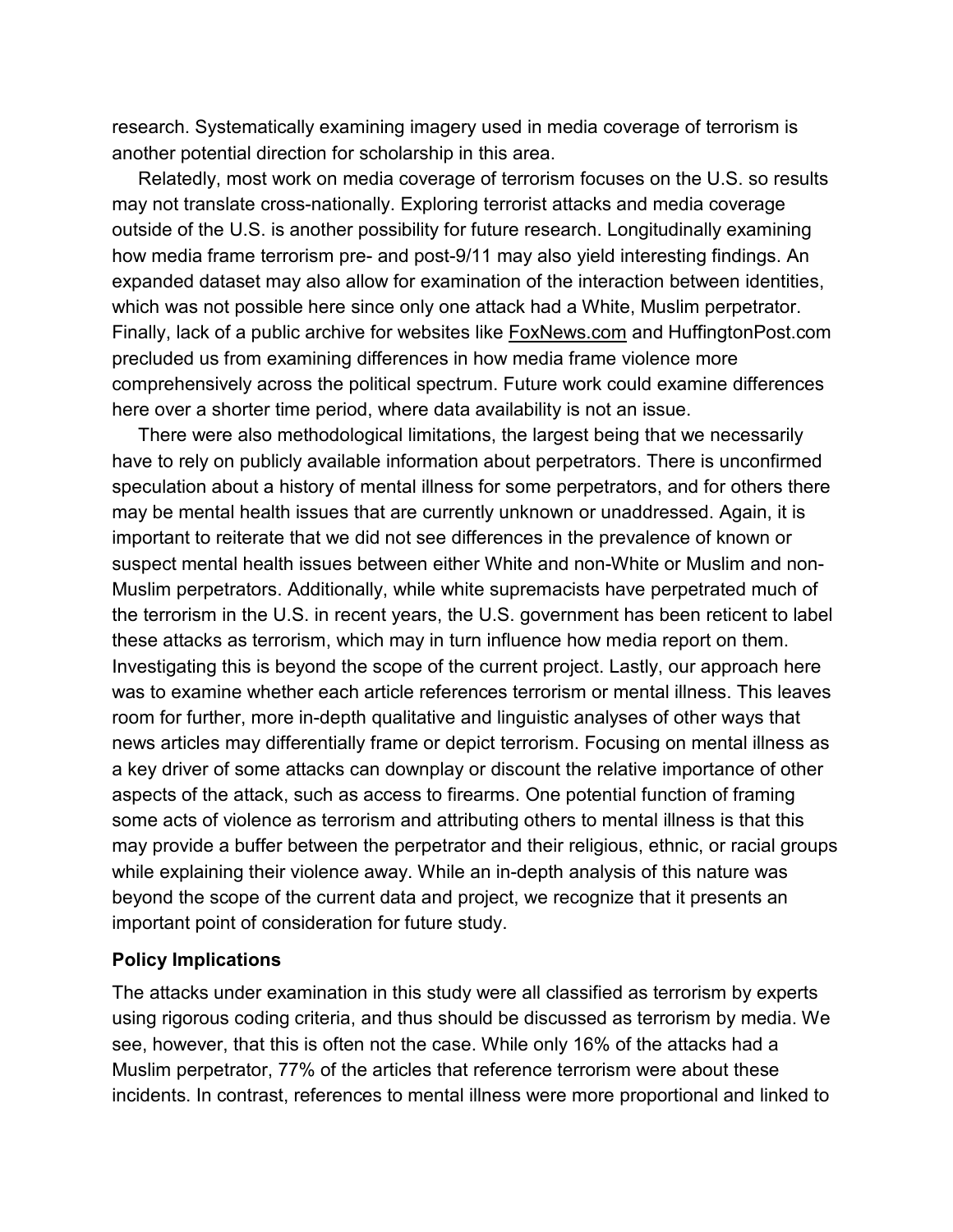research. Systematically examining imagery used in media coverage of terrorism is another potential direction for scholarship in this area.

Relatedly, most work on media coverage of terrorism focuses on the U.S. so results may not translate cross-nationally. Exploring terrorist attacks and media coverage outside of the U.S. is another possibility for future research. Longitudinally examining how media frame terrorism pre- and post-9/11 may also yield interesting findings. An expanded dataset may also allow for examination of the interaction between identities, which was not possible here since only one attack had a White, Muslim perpetrator. Finally, lack of a public archive for websites like FoxNews.com and HuffingtonPost.com precluded us from examining differences in how media frame violence more comprehensively across the political spectrum. Future work could examine differences here over a shorter time period, where data availability is not an issue.

There were also methodological limitations, the largest being that we necessarily have to rely on publicly available information about perpetrators. There is unconfirmed speculation about a history of mental illness for some perpetrators, and for others there may be mental health issues that are currently unknown or unaddressed. Again, it is important to reiterate that we did not see differences in the prevalence of known or suspect mental health issues between either White and non-White or Muslim and non-Muslim perpetrators. Additionally, while white supremacists have perpetrated much of the terrorism in the U.S. in recent years, the U.S. government has been reticent to label these attacks as terrorism, which may in turn influence how media report on them. Investigating this is beyond the scope of the current project. Lastly, our approach here was to examine whether each article references terrorism or mental illness. This leaves room for further, more in-depth qualitative and linguistic analyses of other ways that news articles may differentially frame or depict terrorism. Focusing on mental illness as a key driver of some attacks can downplay or discount the relative importance of other aspects of the attack, such as access to firearms. One potential function of framing some acts of violence as terrorism and attributing others to mental illness is that this may provide a buffer between the perpetrator and their religious, ethnic, or racial groups while explaining their violence away. While an in-depth analysis of this nature was beyond the scope of the current data and project, we recognize that it presents an important point of consideration for future study.

### Policy Implications

The attacks under examination in this study were all classified as terrorism by experts using rigorous coding criteria, and thus should be discussed as terrorism by media. We see, however, that this is often not the case. While only 16% of the attacks had a Muslim perpetrator, 77% of the articles that reference terrorism were about these incidents. In contrast, references to mental illness were more proportional and linked to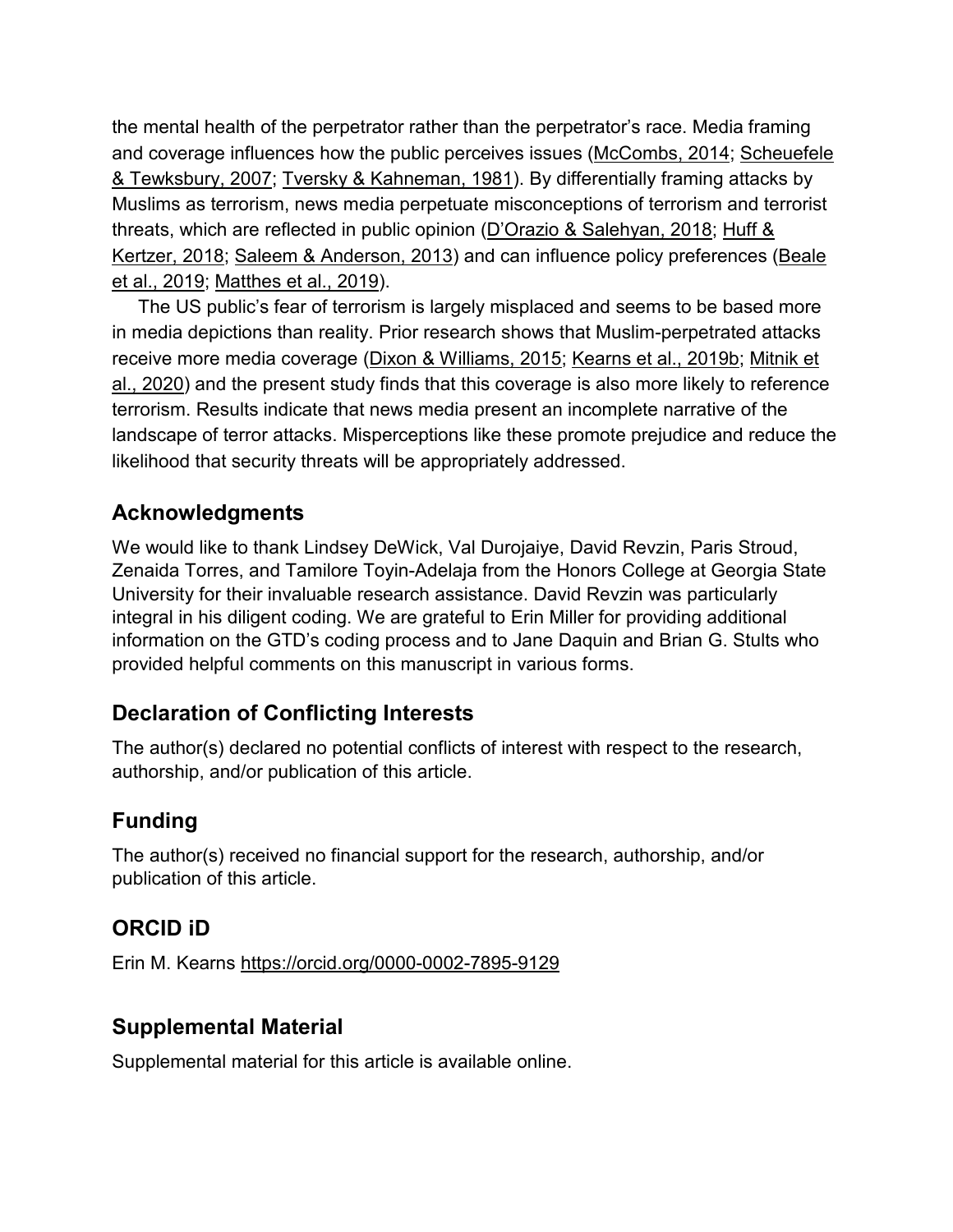the mental health of the perpetrator rather than the perpetrator's race. Media framing and coverage influences how the public perceives issues (McCombs, 2014; Scheuefele & Tewksbury, 2007; Tversky & Kahneman, 1981). By differentially framing attacks by Muslims as terrorism, news media perpetuate misconceptions of terrorism and terrorist threats, which are reflected in public opinion (D'Orazio & Salehyan, 2018; Huff & Kertzer, 2018; Saleem & Anderson, 2013) and can influence policy preferences (Beale et al., 2019; Matthes et al., 2019).

The US public's fear of terrorism is largely misplaced and seems to be based more in media depictions than reality. Prior research shows that Muslim-perpetrated attacks receive more media coverage (Dixon & Williams, 2015; Kearns et al., 2019b; Mitnik et al., 2020) and the present study finds that this coverage is also more likely to reference terrorism. Results indicate that news media present an incomplete narrative of the landscape of terror attacks. Misperceptions like these promote prejudice and reduce the likelihood that security threats will be appropriately addressed.

## Acknowledgments

We would like to thank Lindsey DeWick, Val Durojaiye, David Revzin, Paris Stroud, Zenaida Torres, and Tamilore Toyin-Adelaja from the Honors College at Georgia State University for their invaluable research assistance. David Revzin was particularly integral in his diligent coding. We are grateful to Erin Miller for providing additional information on the GTD's coding process and to Jane Daquin and Brian G. Stults who provided helpful comments on this manuscript in various forms.

## Declaration of Conflicting Interests

The author(s) declared no potential conflicts of interest with respect to the research, authorship, and/or publication of this article.

## Funding

The author(s) received no financial support for the research, authorship, and/or publication of this article.

## ORCID iD

Erin M. Kearns https://orcid.org/0000-0002-7895-9129

## Supplemental Material

Supplemental material for this article is available online.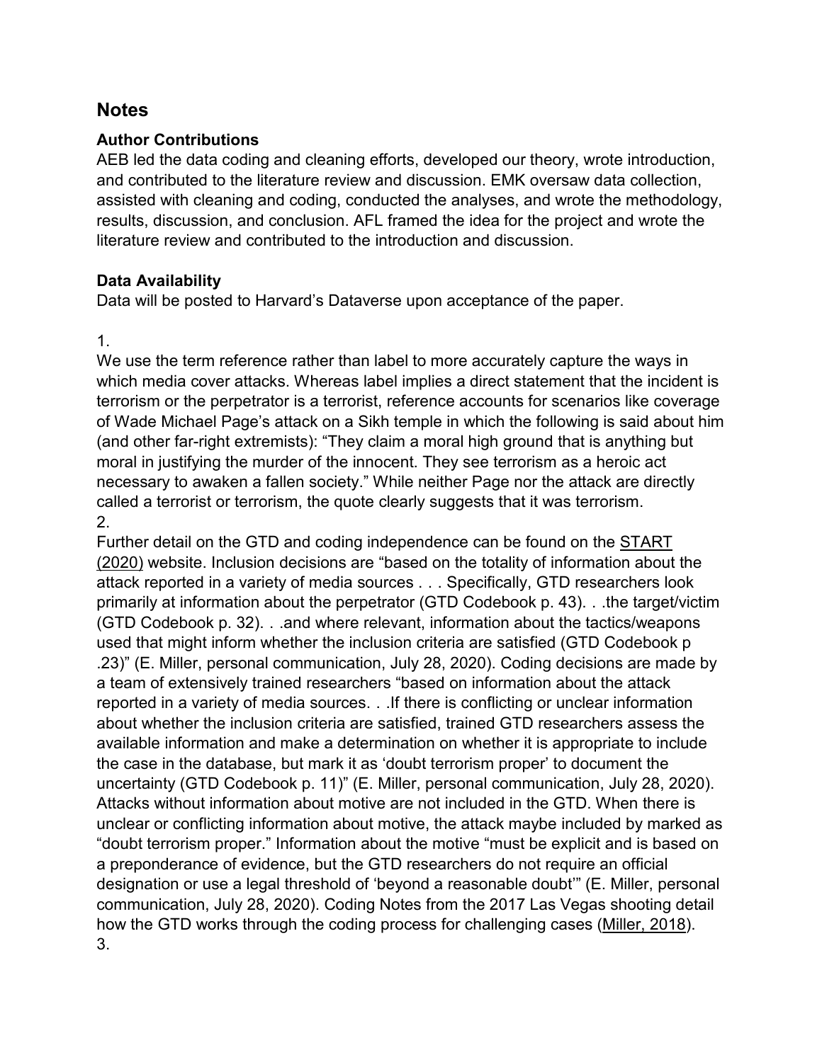## Notes

### Author Contributions

AEB led the data coding and cleaning efforts, developed our theory, wrote introduction, and contributed to the literature review and discussion. EMK oversaw data collection, assisted with cleaning and coding, conducted the analyses, and wrote the methodology, results, discussion, and conclusion. AFL framed the idea for the project and wrote the literature review and contributed to the introduction and discussion.

### Data Availability

Data will be posted to Harvard's Dataverse upon acceptance of the paper.

1.

We use the term reference rather than label to more accurately capture the ways in which media cover attacks. Whereas label implies a direct statement that the incident is terrorism or the perpetrator is a terrorist, reference accounts for scenarios like coverage of Wade Michael Page's attack on a Sikh temple in which the following is said about him (and other far-right extremists): "They claim a moral high ground that is anything but moral in justifying the murder of the innocent. They see terrorism as a heroic act necessary to awaken a fallen society." While neither Page nor the attack are directly called a terrorist or terrorism, the quote clearly suggests that it was terrorism.

2.

Further detail on the GTD and coding independence can be found on the START (2020) website. Inclusion decisions are "based on the totality of information about the attack reported in a variety of media sources . . . Specifically, GTD researchers look primarily at information about the perpetrator (GTD Codebook p. 43). . .the target/victim (GTD Codebook p. 32). . .and where relevant, information about the tactics/weapons used that might inform whether the inclusion criteria are satisfied (GTD Codebook p .23)" (E. Miller, personal communication, July 28, 2020). Coding decisions are made by a team of extensively trained researchers "based on information about the attack reported in a variety of media sources. . .If there is conflicting or unclear information about whether the inclusion criteria are satisfied, trained GTD researchers assess the available information and make a determination on whether it is appropriate to include the case in the database, but mark it as 'doubt terrorism proper' to document the uncertainty (GTD Codebook p. 11)" (E. Miller, personal communication, July 28, 2020). Attacks without information about motive are not included in the GTD. When there is unclear or conflicting information about motive, the attack maybe included by marked as "doubt terrorism proper." Information about the motive "must be explicit and is based on a preponderance of evidence, but the GTD researchers do not require an official designation or use a legal threshold of 'beyond a reasonable doubt'" (E. Miller, personal communication, July 28, 2020). Coding Notes from the 2017 Las Vegas shooting detail how the GTD works through the coding process for challenging cases (Miller, 2018).

3.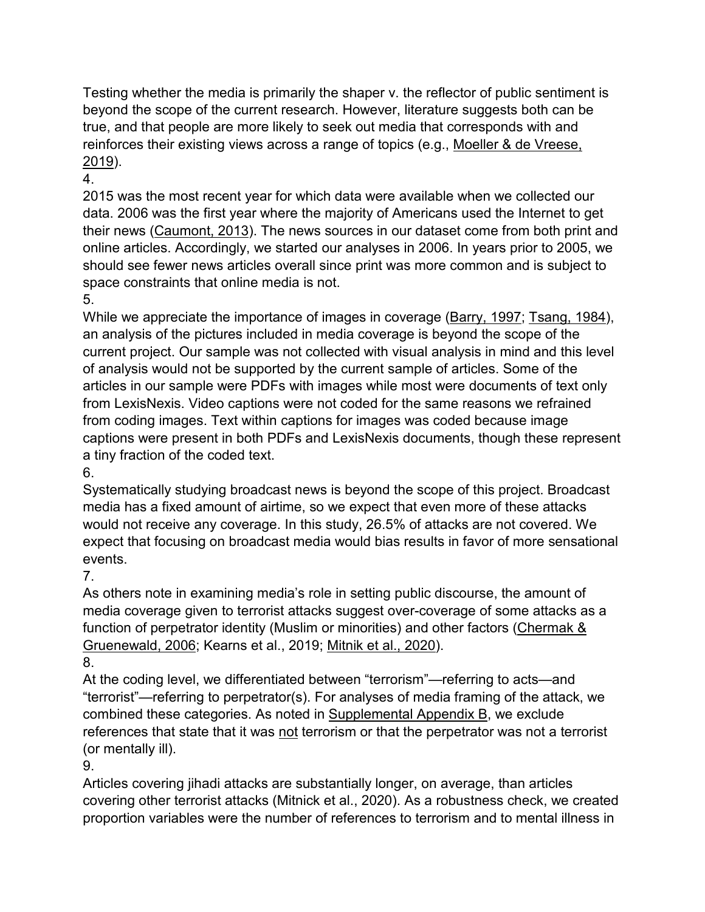Testing whether the media is primarily the shaper v. the reflector of public sentiment is beyond the scope of the current research. However, literature suggests both can be true, and that people are more likely to seek out media that corresponds with and reinforces their existing views across a range of topics (e.g., Moeller & de Vreese, 2019).

4.

2015 was the most recent year for which data were available when we collected our data. 2006 was the first year where the majority of Americans used the Internet to get their news (Caumont, 2013). The news sources in our dataset come from both print and online articles. Accordingly, we started our analyses in 2006. In years prior to 2005, we should see fewer news articles overall since print was more common and is subject to space constraints that online media is not.

5.

While we appreciate the importance of images in coverage (Barry, 1997; Tsang, 1984), an analysis of the pictures included in media coverage is beyond the scope of the current project. Our sample was not collected with visual analysis in mind and this level of analysis would not be supported by the current sample of articles. Some of the articles in our sample were PDFs with images while most were documents of text only from LexisNexis. Video captions were not coded for the same reasons we refrained from coding images. Text within captions for images was coded because image captions were present in both PDFs and LexisNexis documents, though these represent a tiny fraction of the coded text.

6.

Systematically studying broadcast news is beyond the scope of this project. Broadcast media has a fixed amount of airtime, so we expect that even more of these attacks would not receive any coverage. In this study, 26.5% of attacks are not covered. We expect that focusing on broadcast media would bias results in favor of more sensational events.

7.

As others note in examining media's role in setting public discourse, the amount of media coverage given to terrorist attacks suggest over-coverage of some attacks as a function of perpetrator identity (Muslim or minorities) and other factors (Chermak & Gruenewald, 2006; Kearns et al., 2019; Mitnik et al., 2020).

8.

At the coding level, we differentiated between "terrorism"—referring to acts—and "terrorist"—referring to perpetrator(s). For analyses of media framing of the attack, we combined these categories. As noted in Supplemental Appendix B, we exclude references that state that it was not terrorism or that the perpetrator was not a terrorist (or mentally ill).

9.

Articles covering jihadi attacks are substantially longer, on average, than articles covering other terrorist attacks (Mitnick et al., 2020). As a robustness check, we created proportion variables were the number of references to terrorism and to mental illness in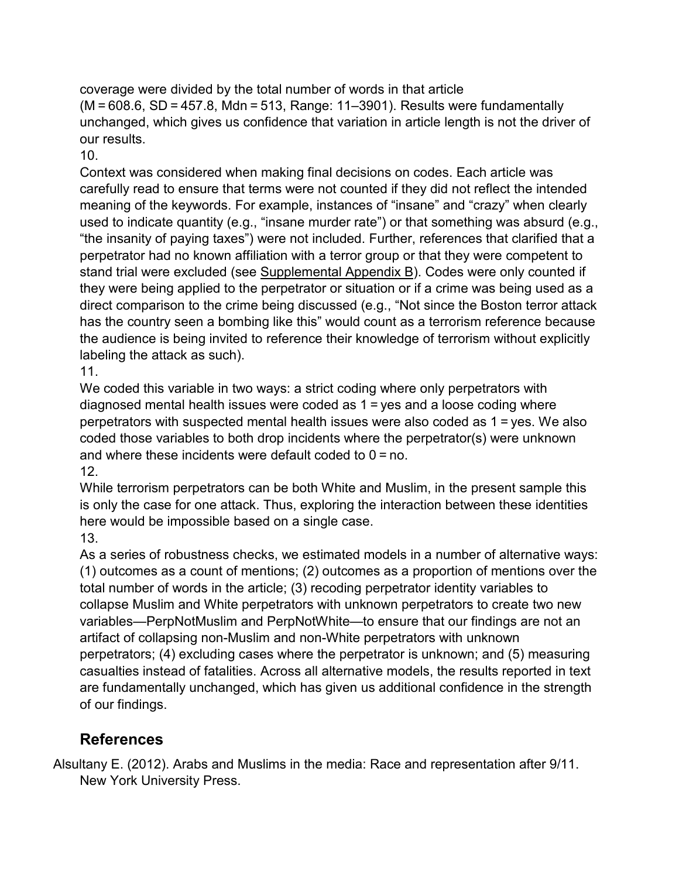coverage were divided by the total number of words in that article (M = 608.6, SD = 457.8, Mdn = 513, Range: 11–3901). Results were fundamentally unchanged, which gives us confidence that variation in article length is not the driver of our results.

10.

Context was considered when making final decisions on codes. Each article was carefully read to ensure that terms were not counted if they did not reflect the intended meaning of the keywords. For example, instances of "insane" and "crazy" when clearly used to indicate quantity (e.g., "insane murder rate") or that something was absurd (e.g., "the insanity of paying taxes") were not included. Further, references that clarified that a perpetrator had no known affiliation with a terror group or that they were competent to stand trial were excluded (see Supplemental Appendix B). Codes were only counted if they were being applied to the perpetrator or situation or if a crime was being used as a direct comparison to the crime being discussed (e.g., "Not since the Boston terror attack has the country seen a bombing like this" would count as a terrorism reference because the audience is being invited to reference their knowledge of terrorism without explicitly labeling the attack as such).

11.

We coded this variable in two ways: a strict coding where only perpetrators with diagnosed mental health issues were coded as 1 = yes and a loose coding where perpetrators with suspected mental health issues were also coded as 1 = yes. We also coded those variables to both drop incidents where the perpetrator(s) were unknown and where these incidents were default coded to 0 = no.

12.

While terrorism perpetrators can be both White and Muslim, in the present sample this is only the case for one attack. Thus, exploring the interaction between these identities here would be impossible based on a single case.

13.

As a series of robustness checks, we estimated models in a number of alternative ways: (1) outcomes as a count of mentions; (2) outcomes as a proportion of mentions over the total number of words in the article; (3) recoding perpetrator identity variables to collapse Muslim and White perpetrators with unknown perpetrators to create two new variables—PerpNotMuslim and PerpNotWhite—to ensure that our findings are not an artifact of collapsing non-Muslim and non-White perpetrators with unknown perpetrators; (4) excluding cases where the perpetrator is unknown; and (5) measuring casualties instead of fatalities. Across all alternative models, the results reported in text are fundamentally unchanged, which has given us additional confidence in the strength of our findings.

## References

Alsultany E. (2012). Arabs and Muslims in the media: Race and representation after 9/11. New York University Press.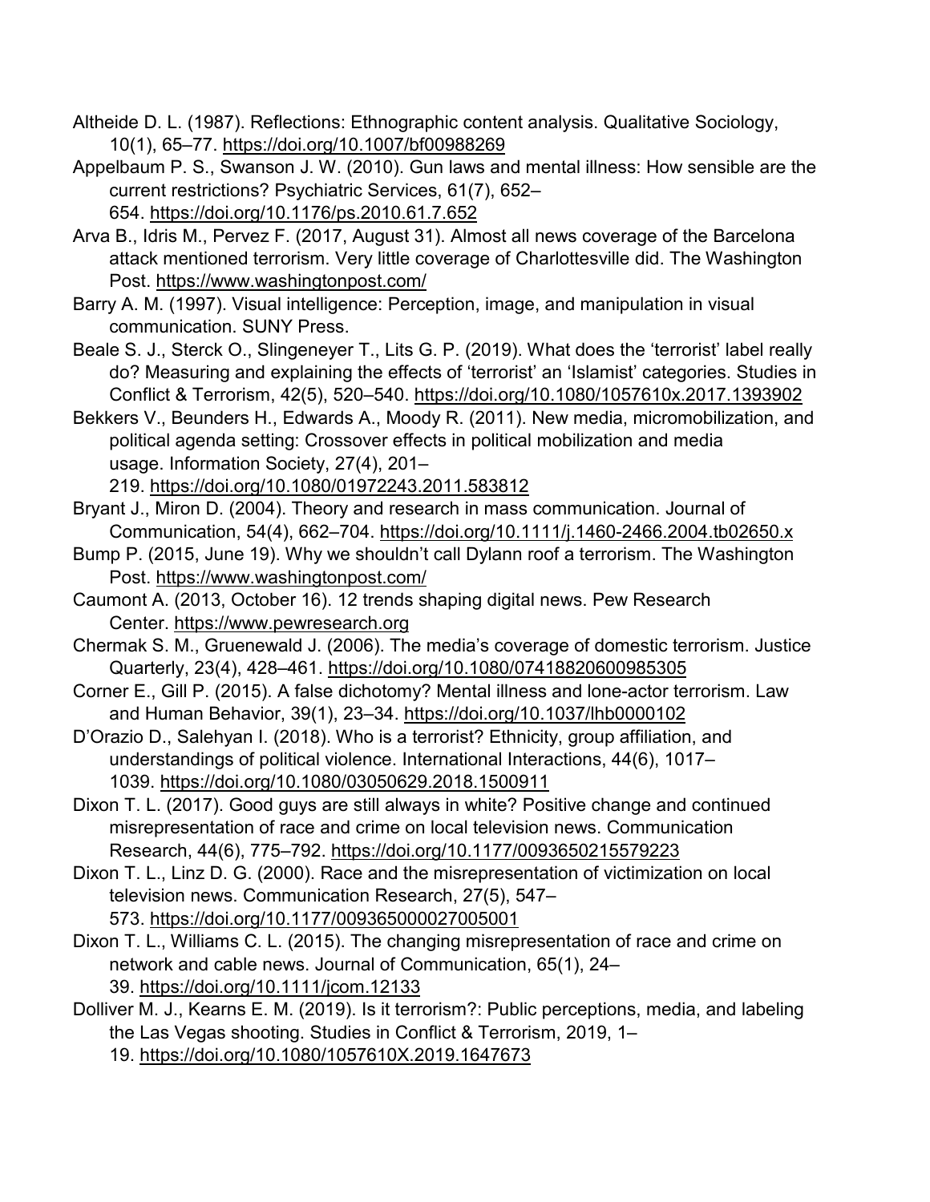Altheide D. L. (1987). Reflections: Ethnographic content analysis. Qualitative Sociology, 10(1), 65–77. https://doi.org/10.1007/bf00988269

Appelbaum P. S., Swanson J. W. (2010). Gun laws and mental illness: How sensible are the current restrictions? Psychiatric Services, 61(7), 652–654. https://doi.org/10.1176/ps.2010.61.7.652

Arva B., Idris M., Pervez F. (2017, August 31). Almost all news coverage of the Barcelona attack mentioned terrorism. Very little coverage of Charlottesville did. The Washington Post. https://www.washingtonpost.com/

Barry A. M. (1997). Visual intelligence: Perception, image, and manipulation in visual communication. SUNY Press.

Beale S. J., Sterck O., Slingeneyer T., Lits G. P. (2019). What does the 'terrorist' label really do? Measuring and explaining the effects of 'terrorist' an 'Islamist' categories. Studies in Conflict & Terrorism, 42(5), 520–540. https://doi.org/10.1080/1057610x.2017.1393902

Bekkers V., Beunders H., Edwards A., Moody R. (2011). New media, micromobilization, and political agenda setting: Crossover effects in political mobilization and media usage. Information Society, 27(4), 201–219. https://doi.org/10.1080/01972243.2011.583812

Bryant J., Miron D. (2004). Theory and research in mass communication. Journal of Communication, 54(4), 662–704. https://doi.org/10.1111/j.1460-2466.2004.tb02650.x

Bump P. (2015, June 19). Why we shouldn't call Dylann roof a terrorism. The Washington Post. https://www.washingtonpost.com/

Caumont A. (2013, October 16). 12 trends shaping digital news. Pew Research Center. https://www.pewresearch.org

Chermak S. M., Gruenewald J. (2006). The media's coverage of domestic terrorism. Justice Quarterly, 23(4), 428–461. https://doi.org/10.1080/07418820600985305

Corner E., Gill P. (2015). A false dichotomy? Mental illness and lone-actor terrorism. Law and Human Behavior, 39(1), 23–34. https://doi.org/10.1037/lhb0000102

D'Orazio D., Salehyan I. (2018). Who is a terrorist? Ethnicity, group affiliation, and understandings of political violence. International Interactions, 44(6), 1017–1039. https://doi.org/10.1080/03050629.2018.1500911

Dixon T. L. (2017). Good guys are still always in white? Positive change and continued misrepresentation of race and crime on local television news. Communication Research, 44(6), 775–792. https://doi.org/10.1177/0093650215579223

Dixon T. L., Linz D. G. (2000). Race and the misrepresentation of victimization on local television news. Communication Research, 27(5), 547–573. https://doi.org/10.1177/009365000027005001

Dixon T. L., Williams C. L. (2015). The changing misrepresentation of race and crime on network and cable news. Journal of Communication, 65(1), 24–39. https://doi.org/10.1111/jcom.12133

Dolliver M. J., Kearns E. M. (2019). Is it terrorism?: Public perceptions, media, and labeling the Las Vegas shooting. Studies in Conflict & Terrorism, 2019, 1–19. https://doi.org/10.1080/1057610X.2019.1647673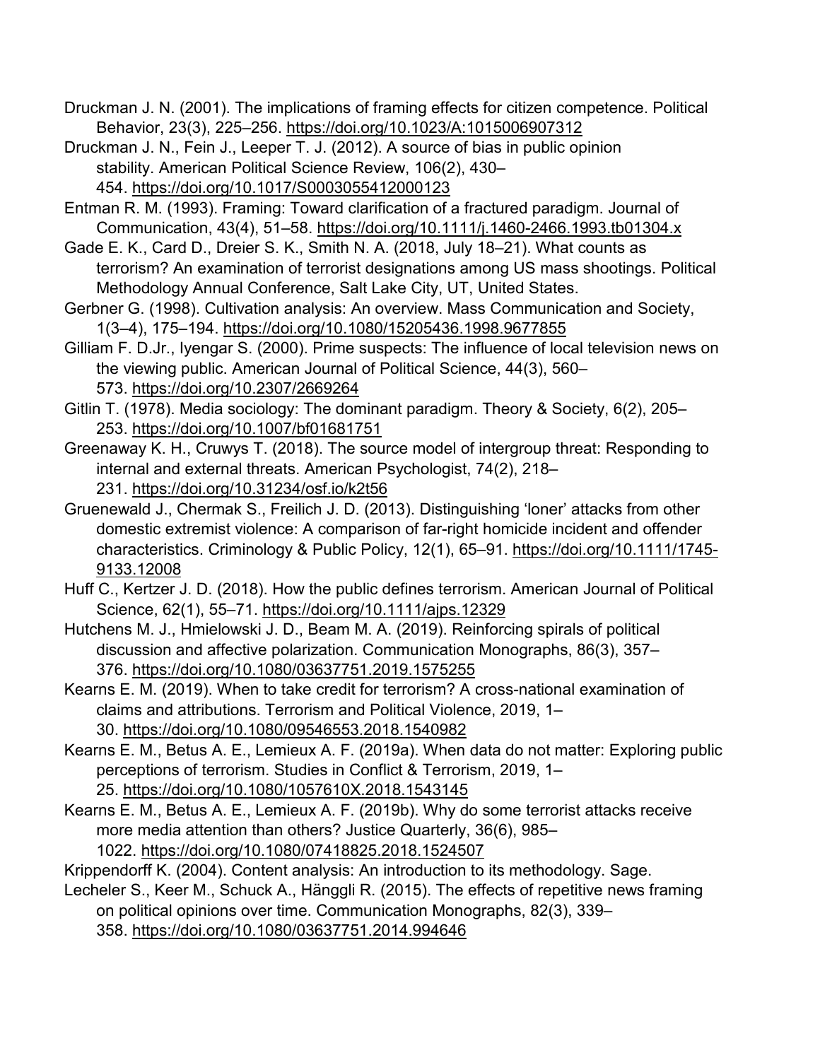Druckman J. N. (2001). The implications of framing effects for citizen competence. Political Behavior, 23(3), 225–256. https://doi.org/10.1023/A:1015006907312

Druckman J. N., Fein J., Leeper T. J. (2012). A source of bias in public opinion stability. American Political Science Review, 106(2), 430–454. https://doi.org/10.1017/S0003055412000123

Entman R. M. (1993). Framing: Toward clarification of a fractured paradigm. Journal of Communication, 43(4), 51–58. https://doi.org/10.1111/j.1460-2466.1993.tb01304.x

Gade E. K., Card D., Dreier S. K., Smith N. A. (2018, July 18–21). What counts as terrorism? An examination of terrorist designations among US mass shootings. Political Methodology Annual Conference, Salt Lake City, UT, United States.

Gerbner G. (1998). Cultivation analysis: An overview. Mass Communication and Society, 1(3–4), 175–194. https://doi.org/10.1080/15205436.1998.9677855

Gilliam F. D.Jr., Iyengar S. (2000). Prime suspects: The influence of local television news on the viewing public. American Journal of Political Science, 44(3), 560–573. https://doi.org/10.2307/2669264

Gitlin T. (1978). Media sociology: The dominant paradigm. Theory & Society, 6(2), 205–253. https://doi.org/10.1007/bf01681751

Greenaway K. H., Cruwys T. (2018). The source model of intergroup threat: Responding to internal and external threats. American Psychologist, 74(2), 218–231. https://doi.org/10.31234/osf.io/k2t56

Gruenewald J., Chermak S., Freilich J. D. (2013). Distinguishing 'loner' attacks from other domestic extremist violence: A comparison of far-right homicide incident and offender characteristics. Criminology & Public Policy, 12(1), 65–91. https://doi.org/10.1111/1745-9133.12008

Huff C., Kertzer J. D. (2018). How the public defines terrorism. American Journal of Political Science, 62(1), 55–71. https://doi.org/10.1111/ajps.12329

Hutchens M. J., Hmielowski J. D., Beam M. A. (2019). Reinforcing spirals of political discussion and affective polarization. Communication Monographs, 86(3), 357–376. https://doi.org/10.1080/03637751.2019.1575255

Kearns E. M. (2019). When to take credit for terrorism? A cross-national examination of claims and attributions. Terrorism and Political Violence, 2019, 1–30. https://doi.org/10.1080/09546553.2018.1540982

Kearns E. M., Betus A. E., Lemieux A. F. (2019a). When data do not matter: Exploring public perceptions of terrorism. Studies in Conflict & Terrorism, 2019, 1–25. https://doi.org/10.1080/1057610X.2018.1543145

Kearns E. M., Betus A. E., Lemieux A. F. (2019b). Why do some terrorist attacks receive more media attention than others? Justice Quarterly, 36(6), 985–1022. https://doi.org/10.1080/07418825.2018.1524507

Krippendorff K. (2004). Content analysis: An introduction to its methodology. Sage.

Lecheler S., Keer M., Schuck A., Hänggli R. (2015). The effects of repetitive news framing on political opinions over time. Communication Monographs, 82(3), 339–358. https://doi.org/10.1080/03637751.2014.994646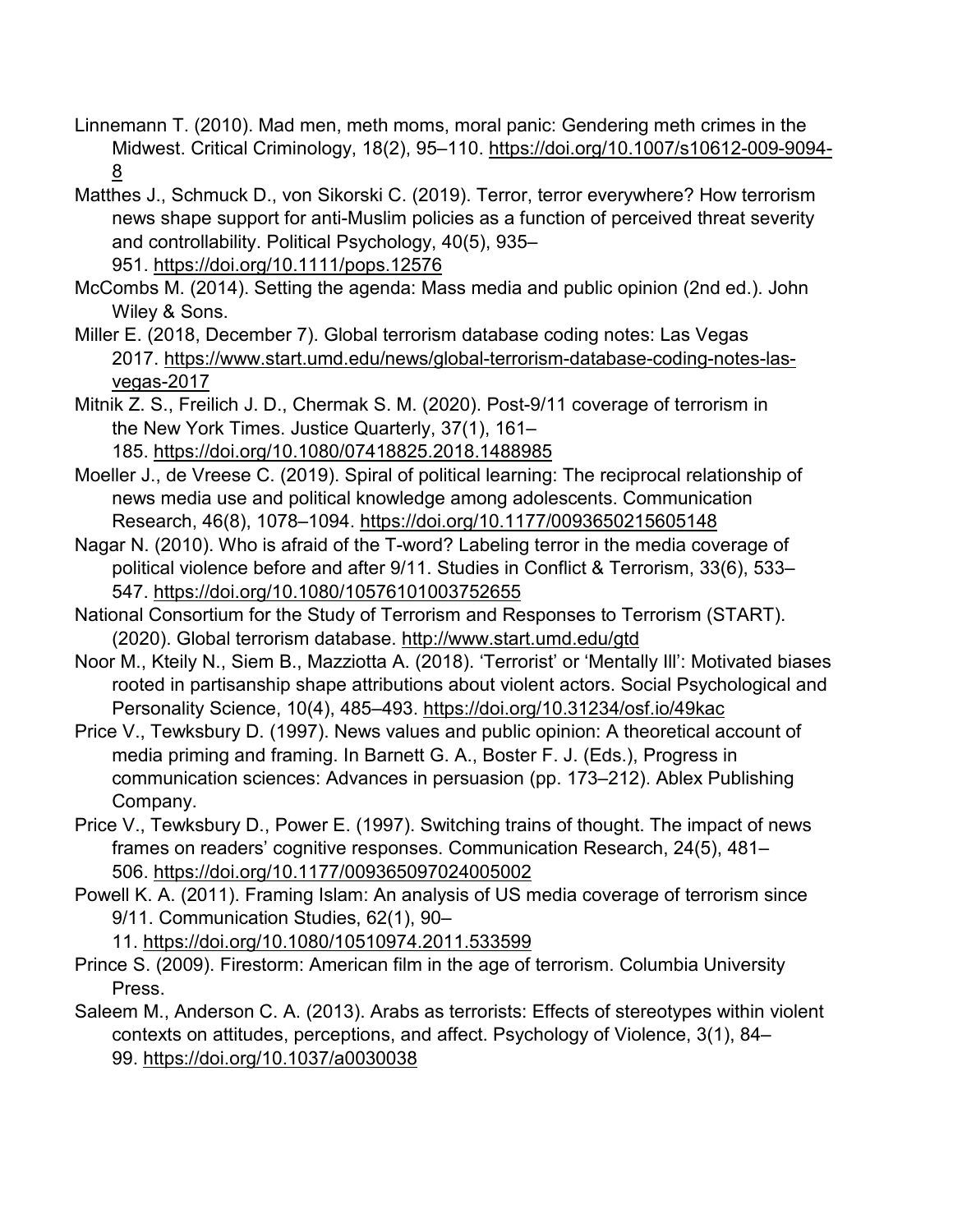Linnemann T. (2010). Mad men, meth moms, moral panic: Gendering meth crimes in the Midwest. Critical Criminology, 18(2), 95–110. https://doi.org/10.1007/s10612-009-9094-8

Matthes J., Schmuck D., von Sikorski C. (2019). Terror, terror everywhere? How terrorism news shape support for anti-Muslim policies as a function of perceived threat severity and controllability. Political Psychology, 40(5), 935–951. https://doi.org/10.1111/pops.12576

McCombs M. (2014). Setting the agenda: Mass media and public opinion (2nd ed.). John Wiley & Sons.

Miller E. (2018, December 7). Global terrorism database coding notes: Las Vegas 2017. https://www.start.umd.edu/news/global-terrorism-database-coding-notes-las-vegas-2017

Mitnik Z. S., Freilich J. D., Chermak S. M. (2020). Post-9/11 coverage of terrorism in the New York Times. Justice Quarterly, 37(1), 161–185. https://doi.org/10.1080/07418825.2018.1488985

Moeller J., de Vreese C. (2019). Spiral of political learning: The reciprocal relationship of news media use and political knowledge among adolescents. Communication Research, 46(8), 1078–1094. https://doi.org/10.1177/0093650215605148

Nagar N. (2010). Who is afraid of the T-word? Labeling terror in the media coverage of political violence before and after 9/11. Studies in Conflict & Terrorism, 33(6), 533–547. https://doi.org/10.1080/10576101003752655

National Consortium for the Study of Terrorism and Responses to Terrorism (START). (2020). Global terrorism database. http://www.start.umd.edu/gtd

Noor M., Kteily N., Siem B., Mazziotta A. (2018). 'Terrorist' or 'Mentally Ill': Motivated biases rooted in partisanship shape attributions about violent actors. Social Psychological and Personality Science, 10(4), 485–493. https://doi.org/10.31234/osf.io/49kac

Price V., Tewksbury D. (1997). News values and public opinion: A theoretical account of media priming and framing. In Barnett G. A., Boster F. J. (Eds.), Progress in communication sciences: Advances in persuasion (pp. 173–212). Ablex Publishing Company.

Price V., Tewksbury D., Power E. (1997). Switching trains of thought. The impact of news frames on readers' cognitive responses. Communication Research, 24(5), 481–506. https://doi.org/10.1177/009365097024005002

Powell K. A. (2011). Framing Islam: An analysis of US media coverage of terrorism since 9/11. Communication Studies, 62(1), 90–11. https://doi.org/10.1080/10510974.2011.533599

Prince S. (2009). Firestorm: American film in the age of terrorism. Columbia University Press.

Saleem M., Anderson C. A. (2013). Arabs as terrorists: Effects of stereotypes within violent contexts on attitudes, perceptions, and affect. Psychology of Violence, 3(1), 84–99. https://doi.org/10.1037/a0030038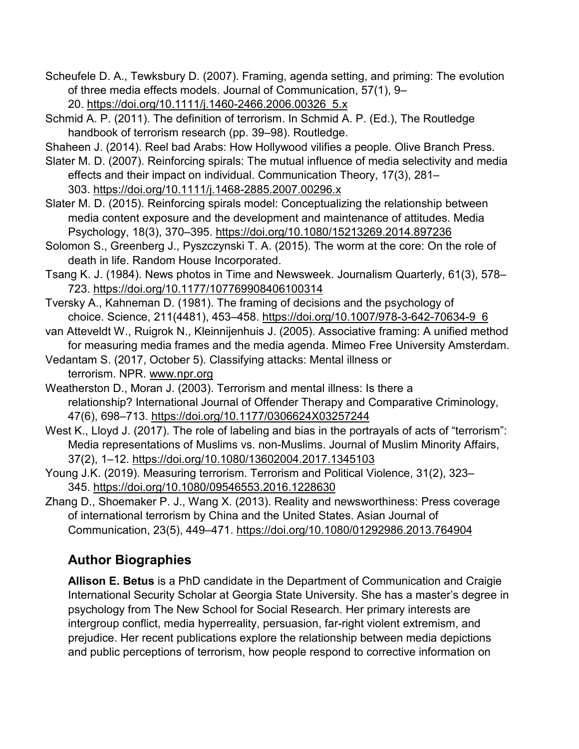Scheufele D. A., Tewksbury D. (2007). Framing, agenda setting, and priming: The evolution of three media effects models. Journal of Communication, 57(1), 9–20. https://doi.org/10.1111/j.1460-2466.2006.00326_5.x

Schmid A. P. (2011). The definition of terrorism. In Schmid A. P. (Ed.), The Routledge handbook of terrorism research (pp. 39–98). Routledge.

Shaheen J. (2014). Reel bad Arabs: How Hollywood vilifies a people. Olive Branch Press.

Slater M. D. (2007). Reinforcing spirals: The mutual influence of media selectivity and media effects and their impact on individual. Communication Theory, 17(3), 281–303. https://doi.org/10.1111/j.1468-2885.2007.00296.x

Slater M. D. (2015). Reinforcing spirals model: Conceptualizing the relationship between media content exposure and the development and maintenance of attitudes. Media Psychology, 18(3), 370–395. https://doi.org/10.1080/15213269.2014.897236

Solomon S., Greenberg J., Pyszczynski T. A. (2015). The worm at the core: On the role of death in life. Random House Incorporated.

Tsang K. J. (1984). News photos in Time and Newsweek. Journalism Quarterly, 61(3), 578–723. https://doi.org/10.1177/107769908406100314

Tversky A., Kahneman D. (1981). The framing of decisions and the psychology of choice. Science, 211(4481), 453–458. https://doi.org/10.1007/978-3-642-70634-9_6

van Atteveldt W., Ruigrok N., Kleinnijenhuis J. (2005). Associative framing: A unified method for measuring media frames and the media agenda. Mimeo Free University Amsterdam.

Vedantam S. (2017, October 5). Classifying attacks: Mental illness or terrorism. NPR. www.npr.org

Weatherston D., Moran J. (2003). Terrorism and mental illness: Is there a relationship? International Journal of Offender Therapy and Comparative Criminology, 47(6), 698–713. https://doi.org/10.1177/0306624X03257244

West K., Lloyd J. (2017). The role of labeling and bias in the portrayals of acts of "terrorism": Media representations of Muslims vs. non-Muslims. Journal of Muslim Minority Affairs, 37(2), 1–12. https://doi.org/10.1080/13602004.2017.1345103

Young J.K. (2019). Measuring terrorism. Terrorism and Political Violence, 31(2), 323–345. https://doi.org/10.1080/09546553.2016.1228630

Zhang D., Shoemaker P. J., Wang X. (2013). Reality and newsworthiness: Press coverage of international terrorism by China and the United States. Asian Journal of Communication, 23(5), 449–471. https://doi.org/10.1080/01292986.2013.764904

## Author Biographies

**Allison E. Betus** is a PhD candidate in the Department of Communication and Craigie International Security Scholar at Georgia State University. She has a master's degree in psychology from The New School for Social Research. Her primary interests are intergroup conflict, media hyperreality, persuasion, far-right violent extremism, and prejudice. Her recent publications explore the relationship between media depictions and public perceptions of terrorism, how people respond to corrective information on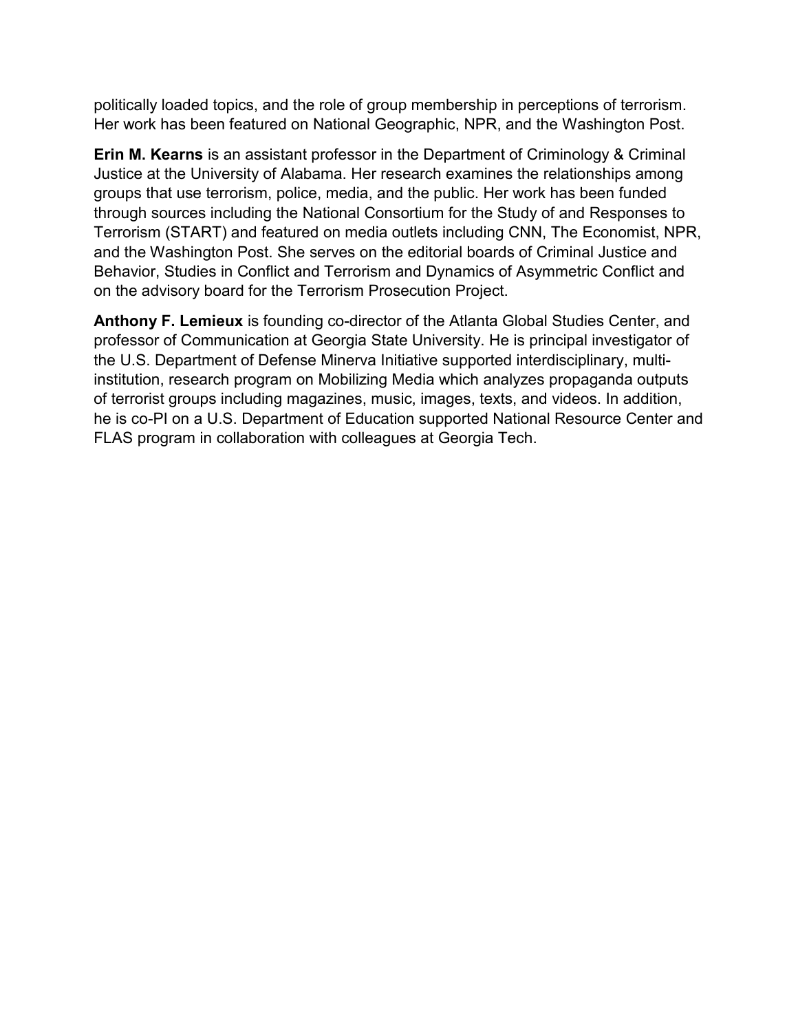politically loaded topics, and the role of group membership in perceptions of terrorism. Her work has been featured on National Geographic, NPR, and the Washington Post.

**Erin M. Kearns** is an assistant professor in the Department of Criminology & Criminal Justice at the University of Alabama. Her research examines the relationships among groups that use terrorism, police, media, and the public. Her work has been funded through sources including the National Consortium for the Study of and Responses to Terrorism (START) and featured on media outlets including CNN, The Economist, NPR, and the Washington Post. She serves on the editorial boards of Criminal Justice and Behavior, Studies in Conflict and Terrorism and Dynamics of Asymmetric Conflict and on the advisory board for the Terrorism Prosecution Project.

**Anthony F. Lemieux** is founding co-director of the Atlanta Global Studies Center, and professor of Communication at Georgia State University. He is principal investigator of the U.S. Department of Defense Minerva Initiative supported interdisciplinary, multi-institution, research program on Mobilizing Media which analyzes propaganda outputs of terrorist groups including magazines, music, images, texts, and videos. In addition, he is co-PI on a U.S. Department of Education supported National Resource Center and FLAS program in collaboration with colleagues at Georgia Tech.